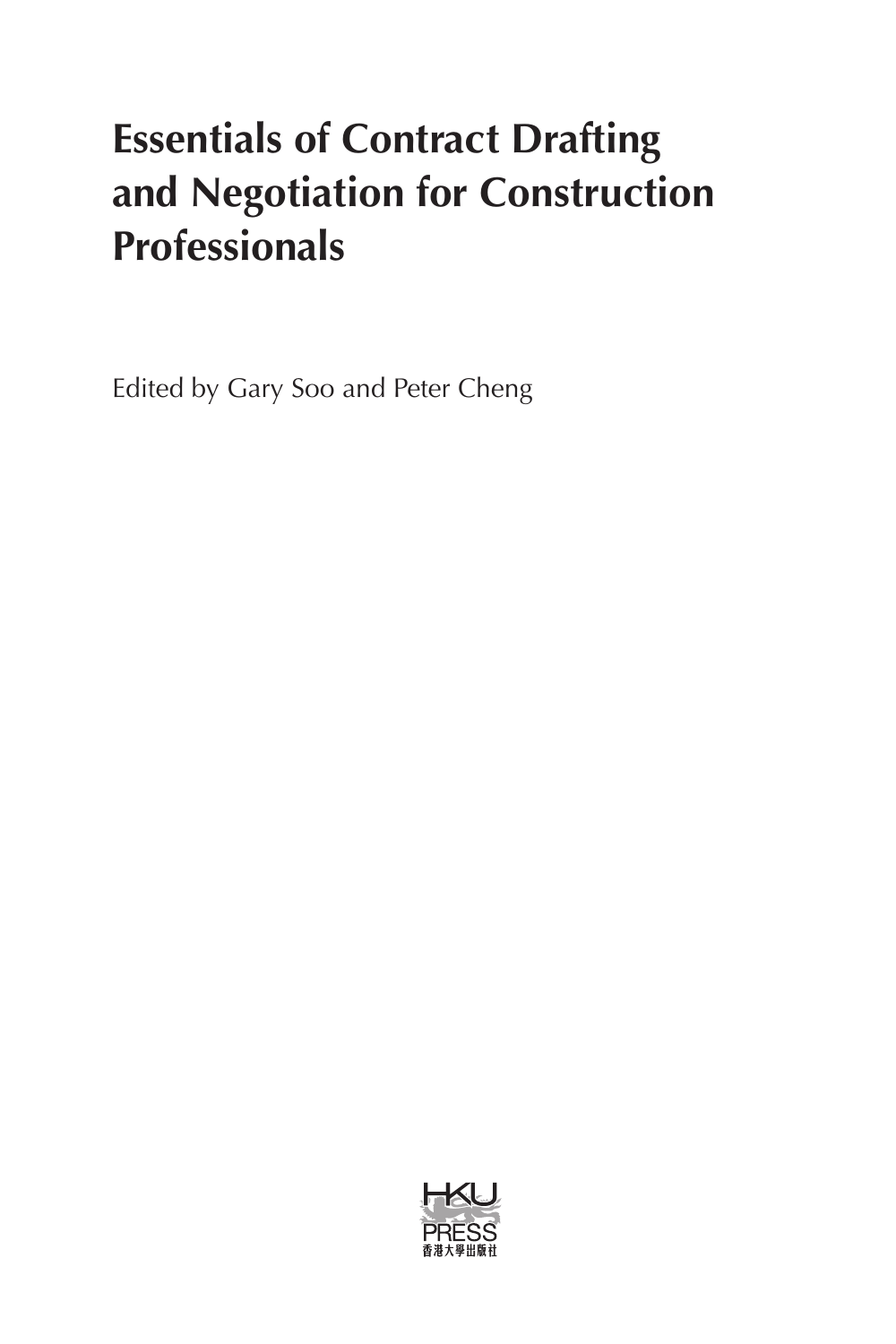# Essentials of Contract Drafting and Negotiation for Construction Professionals

Edited by Gary Soo and Peter Cheng

HKU PRESS
香港大學出版社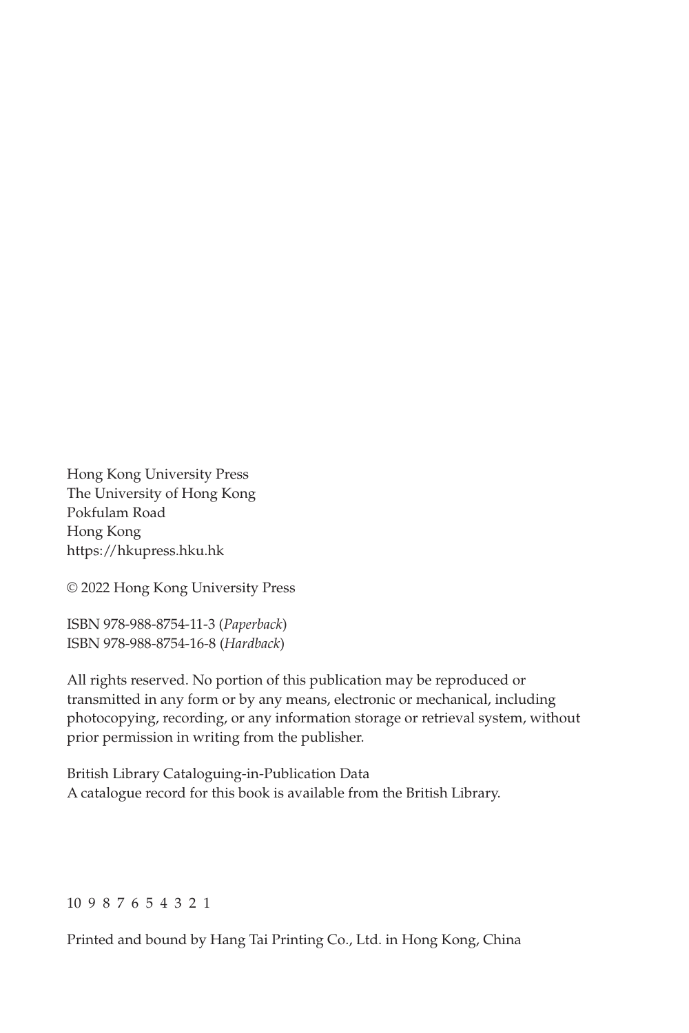Hong Kong University Press
The University of Hong Kong
Pokfulam Road
Hong Kong
https://hkupress.hku.hk

© 2022 Hong Kong University Press

ISBN 978-988-8754-11-3 (*Paperback*)
ISBN 978-988-8754-16-8 (*Hardback*)

All rights reserved. No portion of this publication may be reproduced or transmitted in any form or by any means, electronic or mechanical, including photocopying, recording, or any information storage or retrieval system, without prior permission in writing from the publisher.

British Library Cataloguing-in-Publication Data
A catalogue record for this book is available from the British Library.

10 9 8 7 6 5 4 3 2 1

Printed and bound by Hang Tai Printing Co., Ltd. in Hong Kong, China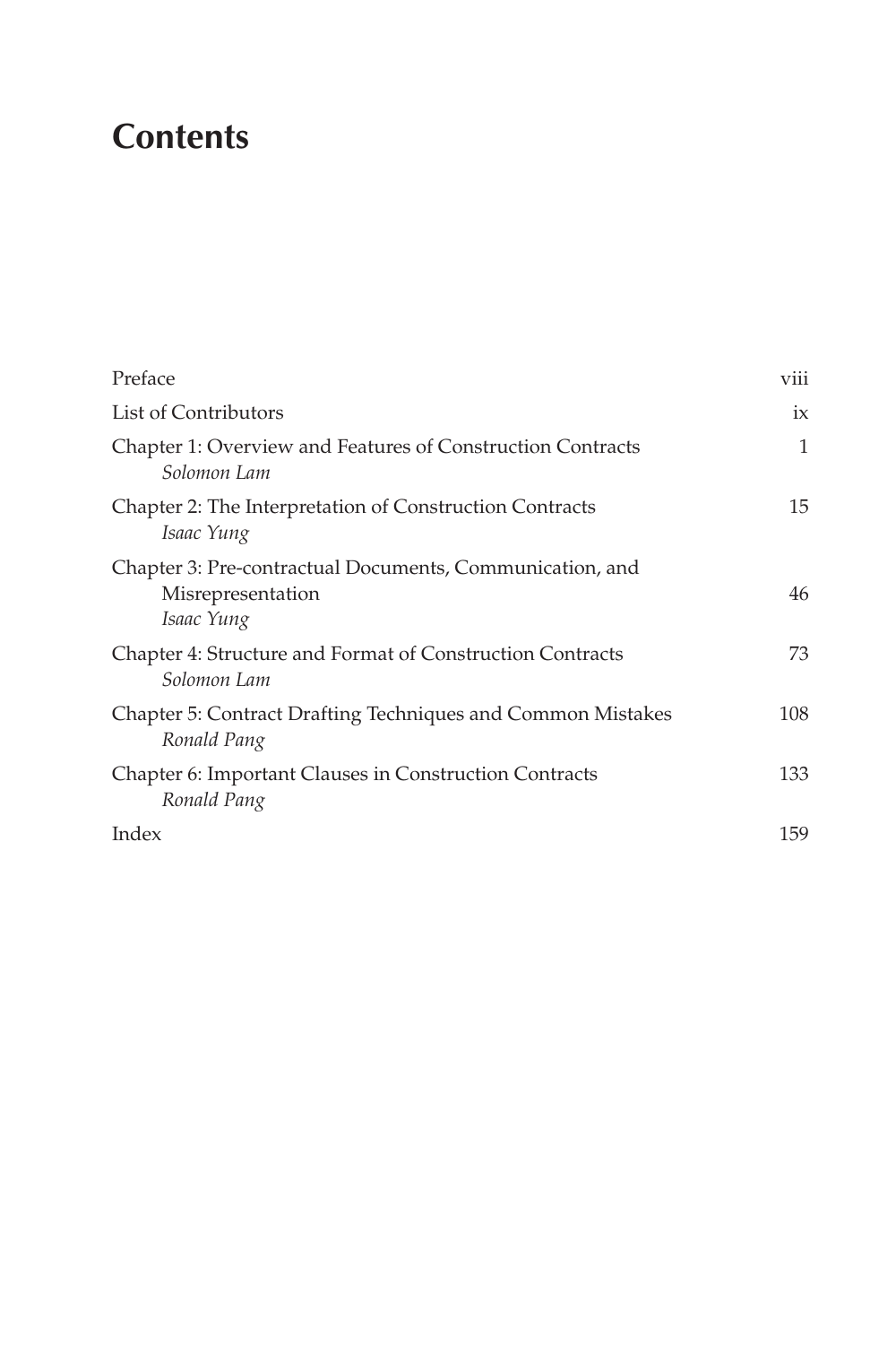# Contents

| | |
|---|---|
| Preface | viii |
| List of Contributors | ix |
| Chapter 1: Overview and Features of Construction Contracts<br>*Solomon Lam* | 1 |
| Chapter 2: The Interpretation of Construction Contracts<br>*Isaac Yung* | 15 |
| Chapter 3: Pre-contractual Documents, Communication, and Misrepresentation<br>*Isaac Yung* | 46 |
| Chapter 4: Structure and Format of Construction Contracts<br>*Solomon Lam* | 73 |
| Chapter 5: Contract Drafting Techniques and Common Mistakes<br>*Ronald Pang* | 108 |
| Chapter 6: Important Clauses in Construction Contracts<br>*Ronald Pang* | 133 |
| Index | 159 |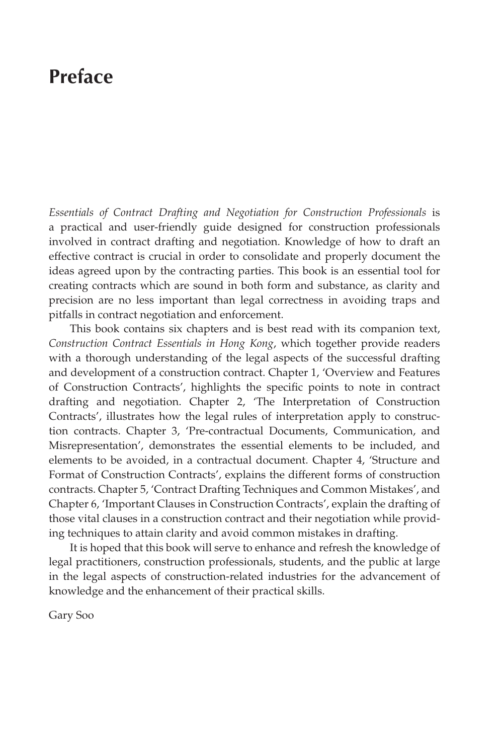# Preface

*Essentials of Contract Drafting and Negotiation for Construction Professionals* is a practical and user-friendly guide designed for construction professionals involved in contract drafting and negotiation. Knowledge of how to draft an effective contract is crucial in order to consolidate and properly document the ideas agreed upon by the contracting parties. This book is an essential tool for creating contracts which are sound in both form and substance, as clarity and precision are no less important than legal correctness in avoiding traps and pitfalls in contract negotiation and enforcement.

This book contains six chapters and is best read with its companion text, *Construction Contract Essentials in Hong Kong*, which together provide readers with a thorough understanding of the legal aspects of the successful drafting and development of a construction contract. Chapter 1, 'Overview and Features of Construction Contracts', highlights the specific points to note in contract drafting and negotiation. Chapter 2, 'The Interpretation of Construction Contracts', illustrates how the legal rules of interpretation apply to construction contracts. Chapter 3, 'Pre-contractual Documents, Communication, and Misrepresentation', demonstrates the essential elements to be included, and elements to be avoided, in a contractual document. Chapter 4, 'Structure and Format of Construction Contracts', explains the different forms of construction contracts. Chapter 5, 'Contract Drafting Techniques and Common Mistakes', and Chapter 6, 'Important Clauses in Construction Contracts', explain the drafting of those vital clauses in a construction contract and their negotiation while providing techniques to attain clarity and avoid common mistakes in drafting.

It is hoped that this book will serve to enhance and refresh the knowledge of legal practitioners, construction professionals, students, and the public at large in the legal aspects of construction-related industries for the advancement of knowledge and the enhancement of their practical skills.

Gary Soo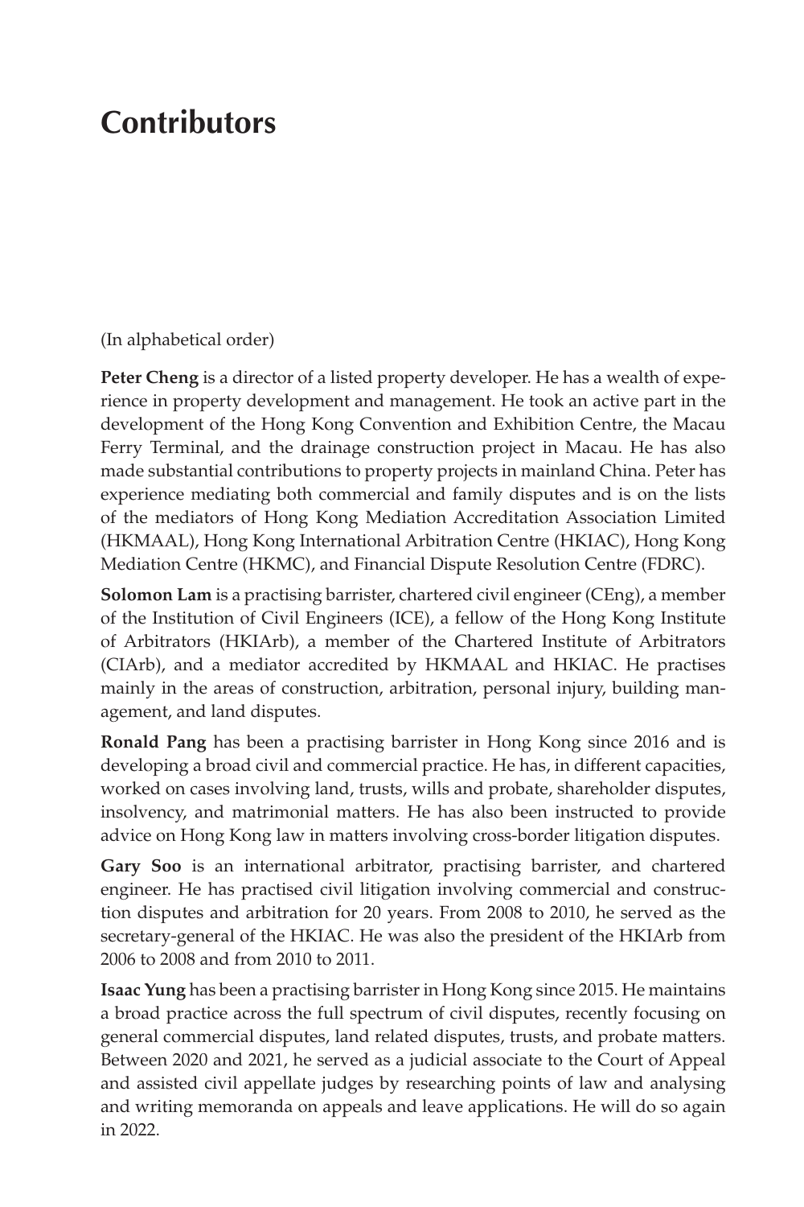# Contributors

(In alphabetical order)

**Peter Cheng** is a director of a listed property developer. He has a wealth of experience in property development and management. He took an active part in the development of the Hong Kong Convention and Exhibition Centre, the Macau Ferry Terminal, and the drainage construction project in Macau. He has also made substantial contributions to property projects in mainland China. Peter has experience mediating both commercial and family disputes and is on the lists of the mediators of Hong Kong Mediation Accreditation Association Limited (HKMAAL), Hong Kong International Arbitration Centre (HKIAC), Hong Kong Mediation Centre (HKMC), and Financial Dispute Resolution Centre (FDRC).

**Solomon Lam** is a practising barrister, chartered civil engineer (CEng), a member of the Institution of Civil Engineers (ICE), a fellow of the Hong Kong Institute of Arbitrators (HKIArb), a member of the Chartered Institute of Arbitrators (CIArb), and a mediator accredited by HKMAAL and HKIAC. He practises mainly in the areas of construction, arbitration, personal injury, building management, and land disputes.

**Ronald Pang** has been a practising barrister in Hong Kong since 2016 and is developing a broad civil and commercial practice. He has, in different capacities, worked on cases involving land, trusts, wills and probate, shareholder disputes, insolvency, and matrimonial matters. He has also been instructed to provide advice on Hong Kong law in matters involving cross-border litigation disputes.

**Gary Soo** is an international arbitrator, practising barrister, and chartered engineer. He has practised civil litigation involving commercial and construction disputes and arbitration for 20 years. From 2008 to 2010, he served as the secretary-general of the HKIAC. He was also the president of the HKIArb from 2006 to 2008 and from 2010 to 2011.

**Isaac Yung** has been a practising barrister in Hong Kong since 2015. He maintains a broad practice across the full spectrum of civil disputes, recently focusing on general commercial disputes, land related disputes, trusts, and probate matters. Between 2020 and 2021, he served as a judicial associate to the Court of Appeal and assisted civil appellate judges by researching points of law and analysing and writing memoranda on appeals and leave applications. He will do so again in 2022.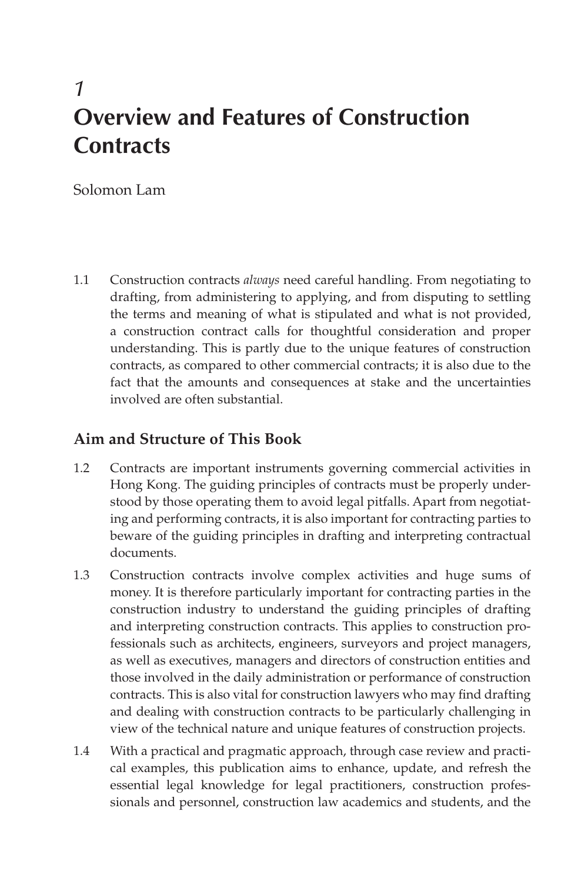# 1
# Overview and Features of Construction Contracts

Solomon Lam

1.1 Construction contracts *always* need careful handling. From negotiating to drafting, from administering to applying, and from disputing to settling the terms and meaning of what is stipulated and what is not provided, a construction contract calls for thoughtful consideration and proper understanding. This is partly due to the unique features of construction contracts, as compared to other commercial contracts; it is also due to the fact that the amounts and consequences at stake and the uncertainties involved are often substantial.

## Aim and Structure of This Book

1.2 Contracts are important instruments governing commercial activities in Hong Kong. The guiding principles of contracts must be properly understood by those operating them to avoid legal pitfalls. Apart from negotiating and performing contracts, it is also important for contracting parties to beware of the guiding principles in drafting and interpreting contractual documents.

1.3 Construction contracts involve complex activities and huge sums of money. It is therefore particularly important for contracting parties in the construction industry to understand the guiding principles of drafting and interpreting construction contracts. This applies to construction professionals such as architects, engineers, surveyors and project managers, as well as executives, managers and directors of construction entities and those involved in the daily administration or performance of construction contracts. This is also vital for construction lawyers who may find drafting and dealing with construction contracts to be particularly challenging in view of the technical nature and unique features of construction projects.

1.4 With a practical and pragmatic approach, through case review and practical examples, this publication aims to enhance, update, and refresh the essential legal knowledge for legal practitioners, construction professionals and personnel, construction law academics and students, and the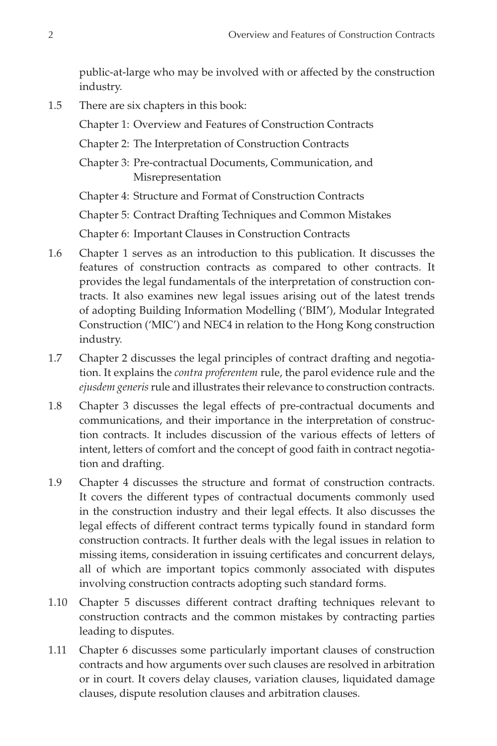public-at-large who may be involved with or affected by the construction industry.

1.5 There are six chapters in this book:

Chapter 1: Overview and Features of Construction Contracts

Chapter 2: The Interpretation of Construction Contracts

Chapter 3: Pre-contractual Documents, Communication, and Misrepresentation

Chapter 4: Structure and Format of Construction Contracts

Chapter 5: Contract Drafting Techniques and Common Mistakes

Chapter 6: Important Clauses in Construction Contracts

1.6 Chapter 1 serves as an introduction to this publication. It discusses the features of construction contracts as compared to other contracts. It provides the legal fundamentals of the interpretation of construction contracts. It also examines new legal issues arising out of the latest trends of adopting Building Information Modelling ('BIM'), Modular Integrated Construction ('MIC') and NEC4 in relation to the Hong Kong construction industry.

1.7 Chapter 2 discusses the legal principles of contract drafting and negotiation. It explains the *contra proferentem* rule, the parol evidence rule and the *ejusdem generis* rule and illustrates their relevance to construction contracts.

1.8 Chapter 3 discusses the legal effects of pre-contractual documents and communications, and their importance in the interpretation of construction contracts. It includes discussion of the various effects of letters of intent, letters of comfort and the concept of good faith in contract negotiation and drafting.

1.9 Chapter 4 discusses the structure and format of construction contracts. It covers the different types of contractual documents commonly used in the construction industry and their legal effects. It also discusses the legal effects of different contract terms typically found in standard form construction contracts. It further deals with the legal issues in relation to missing items, consideration in issuing certificates and concurrent delays, all of which are important topics commonly associated with disputes involving construction contracts adopting such standard forms.

1.10 Chapter 5 discusses different contract drafting techniques relevant to construction contracts and the common mistakes by contracting parties leading to disputes.

1.11 Chapter 6 discusses some particularly important clauses of construction contracts and how arguments over such clauses are resolved in arbitration or in court. It covers delay clauses, variation clauses, liquidated damage clauses, dispute resolution clauses and arbitration clauses.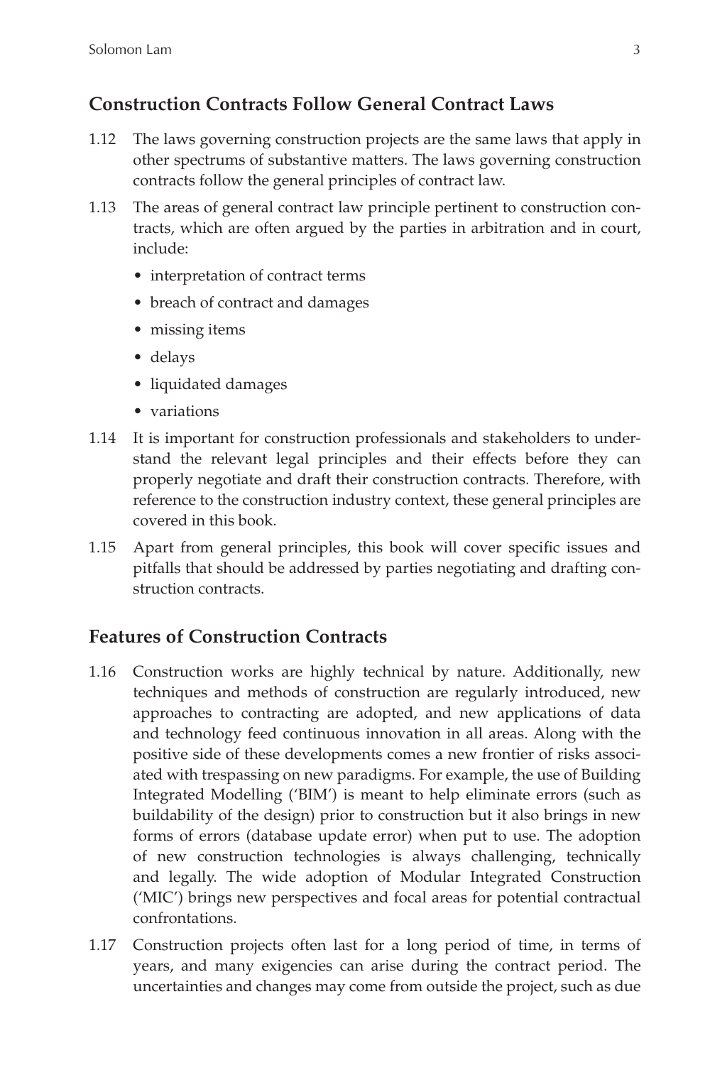## Construction Contracts Follow General Contract Laws

1.12 The laws governing construction projects are the same laws that apply in other spectrums of substantive matters. The laws governing construction contracts follow the general principles of contract law.

1.13 The areas of general contract law principle pertinent to construction contracts, which are often argued by the parties in arbitration and in court, include:

- interpretation of contract terms
- breach of contract and damages
- missing items
- delays
- liquidated damages
- variations

1.14 It is important for construction professionals and stakeholders to understand the relevant legal principles and their effects before they can properly negotiate and draft their construction contracts. Therefore, with reference to the construction industry context, these general principles are covered in this book.

1.15 Apart from general principles, this book will cover specific issues and pitfalls that should be addressed by parties negotiating and drafting construction contracts.

## Features of Construction Contracts

1.16 Construction works are highly technical by nature. Additionally, new techniques and methods of construction are regularly introduced, new approaches to contracting are adopted, and new applications of data and technology feed continuous innovation in all areas. Along with the positive side of these developments comes a new frontier of risks associated with trespassing on new paradigms. For example, the use of Building Integrated Modelling ('BIM') is meant to help eliminate errors (such as buildability of the design) prior to construction but it also brings in new forms of errors (database update error) when put to use. The adoption of new construction technologies is always challenging, technically and legally. The wide adoption of Modular Integrated Construction ('MIC') brings new perspectives and focal areas for potential contractual confrontations.

1.17 Construction projects often last for a long period of time, in terms of years, and many exigencies can arise during the contract period. The uncertainties and changes may come from outside the project, such as due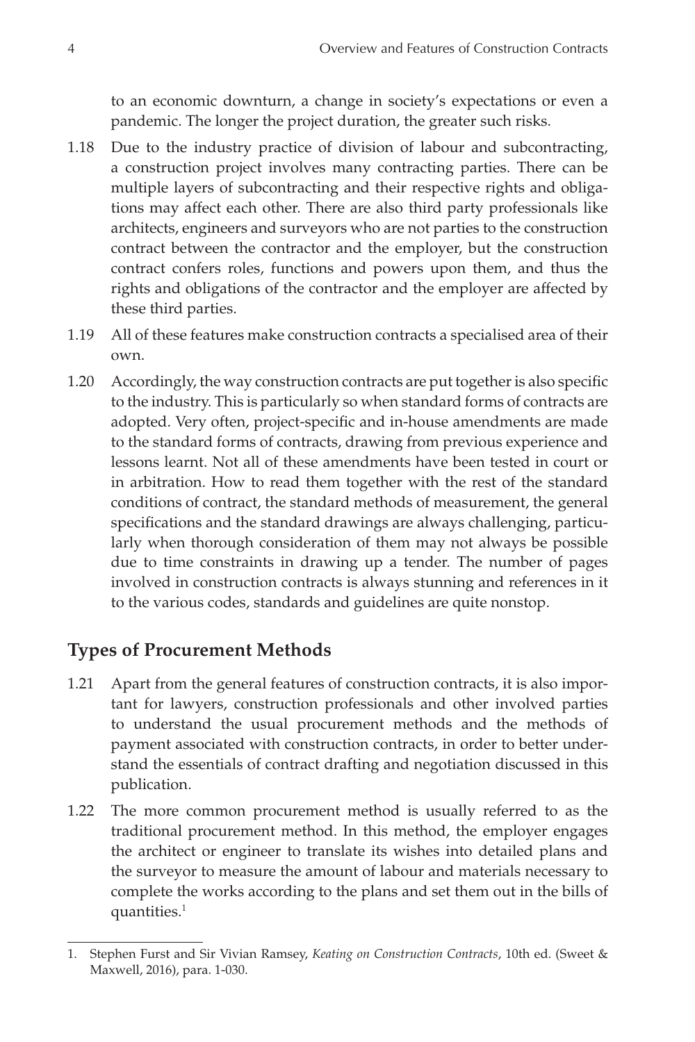to an economic downturn, a change in society's expectations or even a pandemic. The longer the project duration, the greater such risks.

1.18 Due to the industry practice of division of labour and subcontracting, a construction project involves many contracting parties. There can be multiple layers of subcontracting and their respective rights and obligations may affect each other. There are also third party professionals like architects, engineers and surveyors who are not parties to the construction contract between the contractor and the employer, but the construction contract confers roles, functions and powers upon them, and thus the rights and obligations of the contractor and the employer are affected by these third parties.

1.19 All of these features make construction contracts a specialised area of their own.

1.20 Accordingly, the way construction contracts are put together is also specific to the industry. This is particularly so when standard forms of contracts are adopted. Very often, project-specific and in-house amendments are made to the standard forms of contracts, drawing from previous experience and lessons learnt. Not all of these amendments have been tested in court or in arbitration. How to read them together with the rest of the standard conditions of contract, the standard methods of measurement, the general specifications and the standard drawings are always challenging, particularly when thorough consideration of them may not always be possible due to time constraints in drawing up a tender. The number of pages involved in construction contracts is always stunning and references in it to the various codes, standards and guidelines are quite nonstop.

## Types of Procurement Methods

1.21 Apart from the general features of construction contracts, it is also important for lawyers, construction professionals and other involved parties to understand the usual procurement methods and the methods of payment associated with construction contracts, in order to better understand the essentials of contract drafting and negotiation discussed in this publication.

1.22 The more common procurement method is usually referred to as the traditional procurement method. In this method, the employer engages the architect or engineer to translate its wishes into detailed plans and the surveyor to measure the amount of labour and materials necessary to complete the works according to the plans and set them out in the bills of quantities.[1]

---

1. Stephen Furst and Sir Vivian Ramsey, *Keating on Construction Contracts*, 10th ed. (Sweet & Maxwell, 2016), para. 1-030.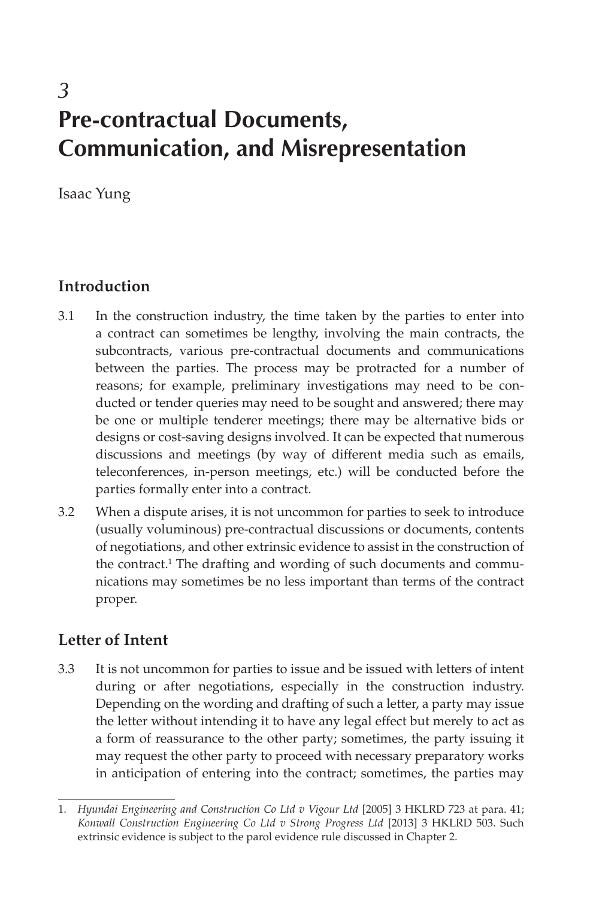# 3 Pre-contractual Documents, Communication, and Misrepresentation

Isaac Yung

## Introduction

3.1 In the construction industry, the time taken by the parties to enter into a contract can sometimes be lengthy, involving the main contracts, the subcontracts, various pre-contractual documents and communications between the parties. The process may be protracted for a number of reasons; for example, preliminary investigations may need to be conducted or tender queries may need to be sought and answered; there may be one or multiple tenderer meetings; there may be alternative bids or designs or cost-saving designs involved. It can be expected that numerous discussions and meetings (by way of different media such as emails, teleconferences, in-person meetings, etc.) will be conducted before the parties formally enter into a contract.

3.2 When a dispute arises, it is not uncommon for parties to seek to introduce (usually voluminous) pre-contractual discussions or documents, contents of negotiations, and other extrinsic evidence to assist in the construction of the contract.[1] The drafting and wording of such documents and communications may sometimes be no less important than terms of the contract proper.

## Letter of Intent

3.3 It is not uncommon for parties to issue and be issued with letters of intent during or after negotiations, especially in the construction industry. Depending on the wording and drafting of such a letter, a party may issue the letter without intending it to have any legal effect but merely to act as a form of reassurance to the other party; sometimes, the party issuing it may request the other party to proceed with necessary preparatory works in anticipation of entering into the contract; sometimes, the parties may

---

1. *Hyundai Engineering and Construction Co Ltd v Vigour Ltd* [2005] 3 HKLRD 723 at para. 41; *Konwall Construction Engineering Co Ltd v Strong Progress Ltd* [2013] 3 HKLRD 503. Such extrinsic evidence is subject to the parol evidence rule discussed in Chapter 2.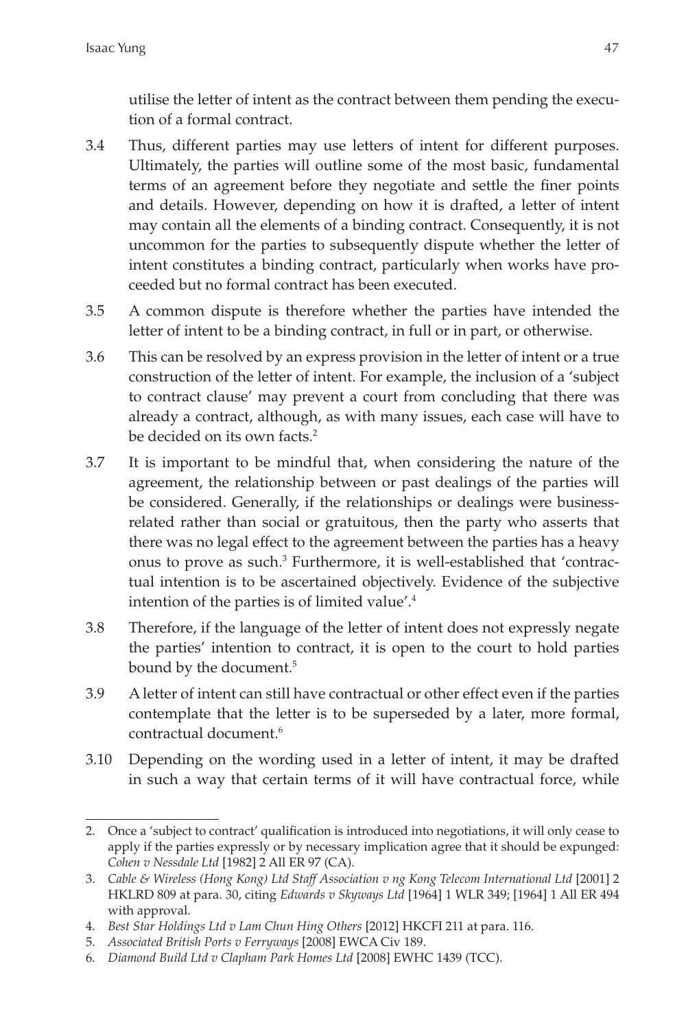utilise the letter of intent as the contract between them pending the execution of a formal contract.

3.4 Thus, different parties may use letters of intent for different purposes. Ultimately, the parties will outline some of the most basic, fundamental terms of an agreement before they negotiate and settle the finer points and details. However, depending on how it is drafted, a letter of intent may contain all the elements of a binding contract. Consequently, it is not uncommon for the parties to subsequently dispute whether the letter of intent constitutes a binding contract, particularly when works have proceeded but no formal contract has been executed.

3.5 A common dispute is therefore whether the parties have intended the letter of intent to be a binding contract, in full or in part, or otherwise.

3.6 This can be resolved by an express provision in the letter of intent or a true construction of the letter of intent. For example, the inclusion of a 'subject to contract clause' may prevent a court from concluding that there was already a contract, although, as with many issues, each case will have to be decided on its own facts.[2]

3.7 It is important to be mindful that, when considering the nature of the agreement, the relationship between or past dealings of the parties will be considered. Generally, if the relationships or dealings were business-related rather than social or gratuitous, then the party who asserts that there was no legal effect to the agreement between the parties has a heavy onus to prove as such.[3] Furthermore, it is well-established that 'contractual intention is to be ascertained objectively. Evidence of the subjective intention of the parties is of limited value'.[4]

3.8 Therefore, if the language of the letter of intent does not expressly negate the parties' intention to contract, it is open to the court to hold parties bound by the document.[5]

3.9 A letter of intent can still have contractual or other effect even if the parties contemplate that the letter is to be superseded by a later, more formal, contractual document.[6]

3.10 Depending on the wording used in a letter of intent, it may be drafted in such a way that certain terms of it will have contractual force, while

---

2. Once a 'subject to contract' qualification is introduced into negotiations, it will only cease to apply if the parties expressly or by necessary implication agree that it should be expunged: *Cohen v Nessdale Ltd* [1982] 2 All ER 97 (CA).
3. *Cable & Wireless (Hong Kong) Ltd Staff Association v ng Kong Telecom International Ltd* [2001] 2 HKLRD 809 at para. 30, citing *Edwards v Skyways Ltd* [1964] 1 WLR 349; [1964] 1 All ER 494 with approval.
4. *Best Star Holdings Ltd v Lam Chun Hing Others* [2012] HKCFI 211 at para. 116.
5. *Associated British Ports v Ferryways* [2008] EWCA Civ 189.
6. *Diamond Build Ltd v Clapham Park Homes Ltd* [2008] EWHC 1439 (TCC).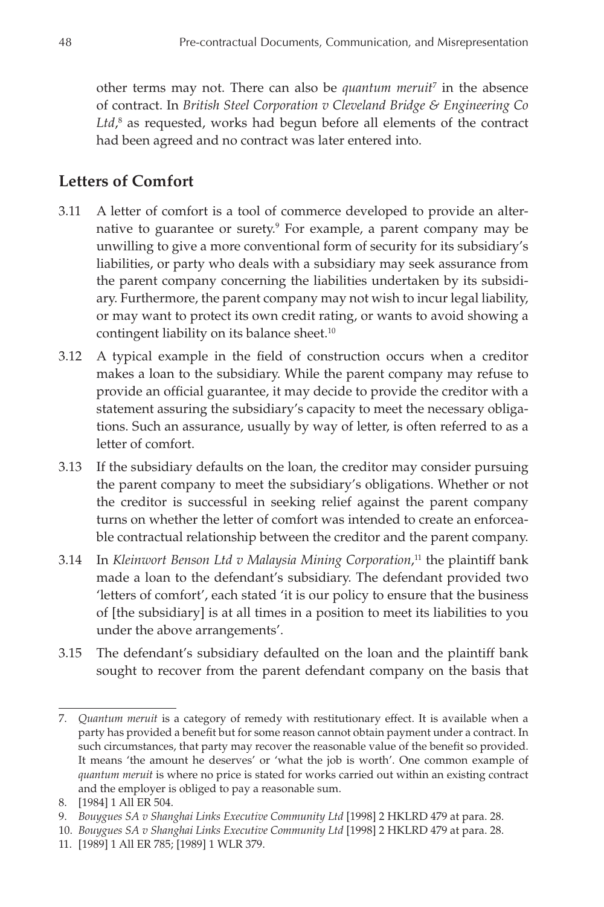other terms may not. There can also be *quantum meruit*[7] in the absence of contract. In *British Steel Corporation v Cleveland Bridge & Engineering Co Ltd*,[8] as requested, works had begun before all elements of the contract had been agreed and no contract was later entered into.

## Letters of Comfort

3.11 A letter of comfort is a tool of commerce developed to provide an alternative to guarantee or surety.[9] For example, a parent company may be unwilling to give a more conventional form of security for its subsidiary's liabilities, or party who deals with a subsidiary may seek assurance from the parent company concerning the liabilities undertaken by its subsidiary. Furthermore, the parent company may not wish to incur legal liability, or may want to protect its own credit rating, or wants to avoid showing a contingent liability on its balance sheet.[10]

3.12 A typical example in the field of construction occurs when a creditor makes a loan to the subsidiary. While the parent company may refuse to provide an official guarantee, it may decide to provide the creditor with a statement assuring the subsidiary's capacity to meet the necessary obligations. Such an assurance, usually by way of letter, is often referred to as a letter of comfort.

3.13 If the subsidiary defaults on the loan, the creditor may consider pursuing the parent company to meet the subsidiary's obligations. Whether or not the creditor is successful in seeking relief against the parent company turns on whether the letter of comfort was intended to create an enforceable contractual relationship between the creditor and the parent company.

3.14 In *Kleinwort Benson Ltd v Malaysia Mining Corporation*,[11] the plaintiff bank made a loan to the defendant's subsidiary. The defendant provided two 'letters of comfort', each stated 'it is our policy to ensure that the business of [the subsidiary] is at all times in a position to meet its liabilities to you under the above arrangements'.

3.15 The defendant's subsidiary defaulted on the loan and the plaintiff bank sought to recover from the parent defendant company on the basis that

---

7. *Quantum meruit* is a category of remedy with restitutionary effect. It is available when a party has provided a benefit but for some reason cannot obtain payment under a contract. In such circumstances, that party may recover the reasonable value of the benefit so provided. It means 'the amount he deserves' or 'what the job is worth'. One common example of *quantum meruit* is where no price is stated for works carried out within an existing contract and the employer is obliged to pay a reasonable sum.

8. [1984] 1 All ER 504.

9. *Bouygues SA v Shanghai Links Executive Community Ltd* [1998] 2 HKLRD 479 at para. 28.

10. *Bouygues SA v Shanghai Links Executive Community Ltd* [1998] 2 HKLRD 479 at para. 28.

11. [1989] 1 All ER 785; [1989] 1 WLR 379.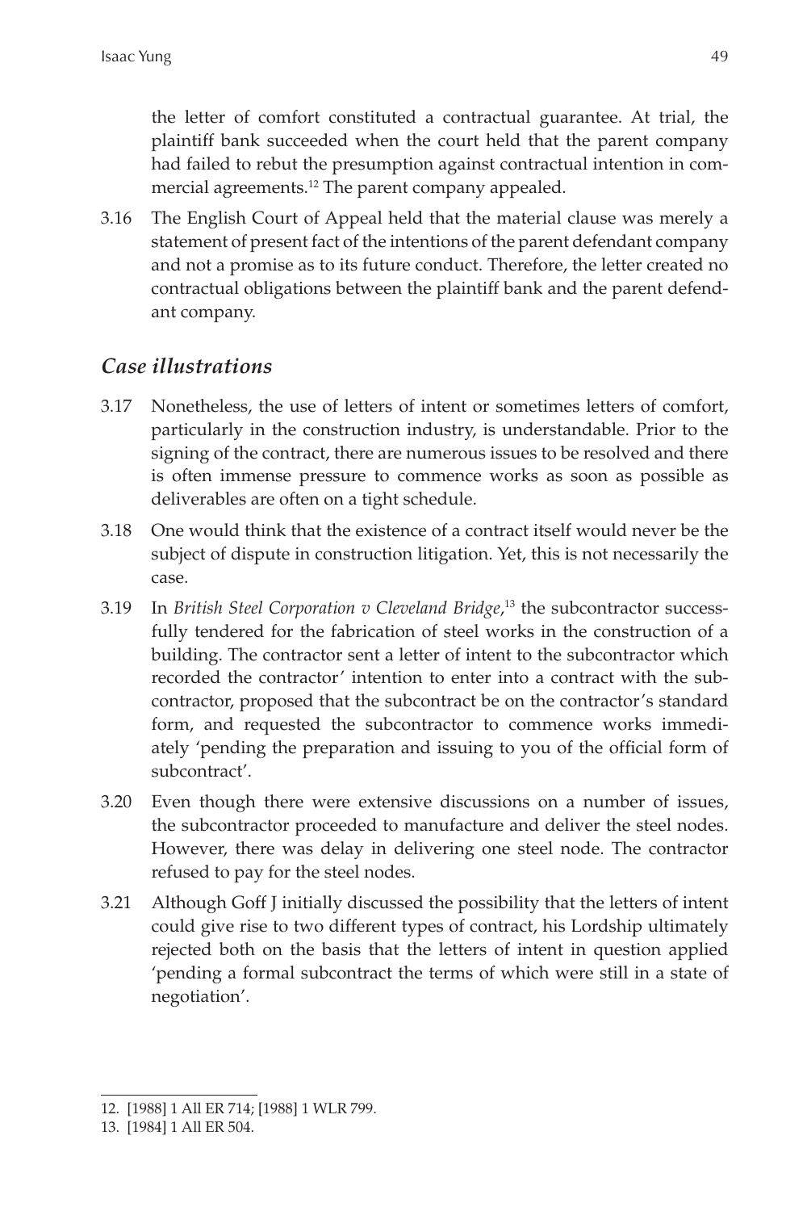the letter of comfort constituted a contractual guarantee. At trial, the plaintiff bank succeeded when the court held that the parent company had failed to rebut the presumption against contractual intention in commercial agreements.[12] The parent company appealed.

3.16 The English Court of Appeal held that the material clause was merely a statement of present fact of the intentions of the parent defendant company and not a promise as to its future conduct. Therefore, the letter created no contractual obligations between the plaintiff bank and the parent defendant company.

## *Case illustrations*

3.17 Nonetheless, the use of letters of intent or sometimes letters of comfort, particularly in the construction industry, is understandable. Prior to the signing of the contract, there are numerous issues to be resolved and there is often immense pressure to commence works as soon as possible as deliverables are often on a tight schedule.

3.18 One would think that the existence of a contract itself would never be the subject of dispute in construction litigation. Yet, this is not necessarily the case.

3.19 In *British Steel Corporation v Cleveland Bridge*,[13] the subcontractor successfully tendered for the fabrication of steel works in the construction of a building. The contractor sent a letter of intent to the subcontractor which recorded the contractor' intention to enter into a contract with the subcontractor, proposed that the subcontract be on the contractor's standard form, and requested the subcontractor to commence works immediately 'pending the preparation and issuing to you of the official form of subcontract'.

3.20 Even though there were extensive discussions on a number of issues, the subcontractor proceeded to manufacture and deliver the steel nodes. However, there was delay in delivering one steel node. The contractor refused to pay for the steel nodes.

3.21 Although Goff J initially discussed the possibility that the letters of intent could give rise to two different types of contract, his Lordship ultimately rejected both on the basis that the letters of intent in question applied 'pending a formal subcontract the terms of which were still in a state of negotiation'.

---

12. [1988] 1 All ER 714; [1988] 1 WLR 799.

13. [1984] 1 All ER 504.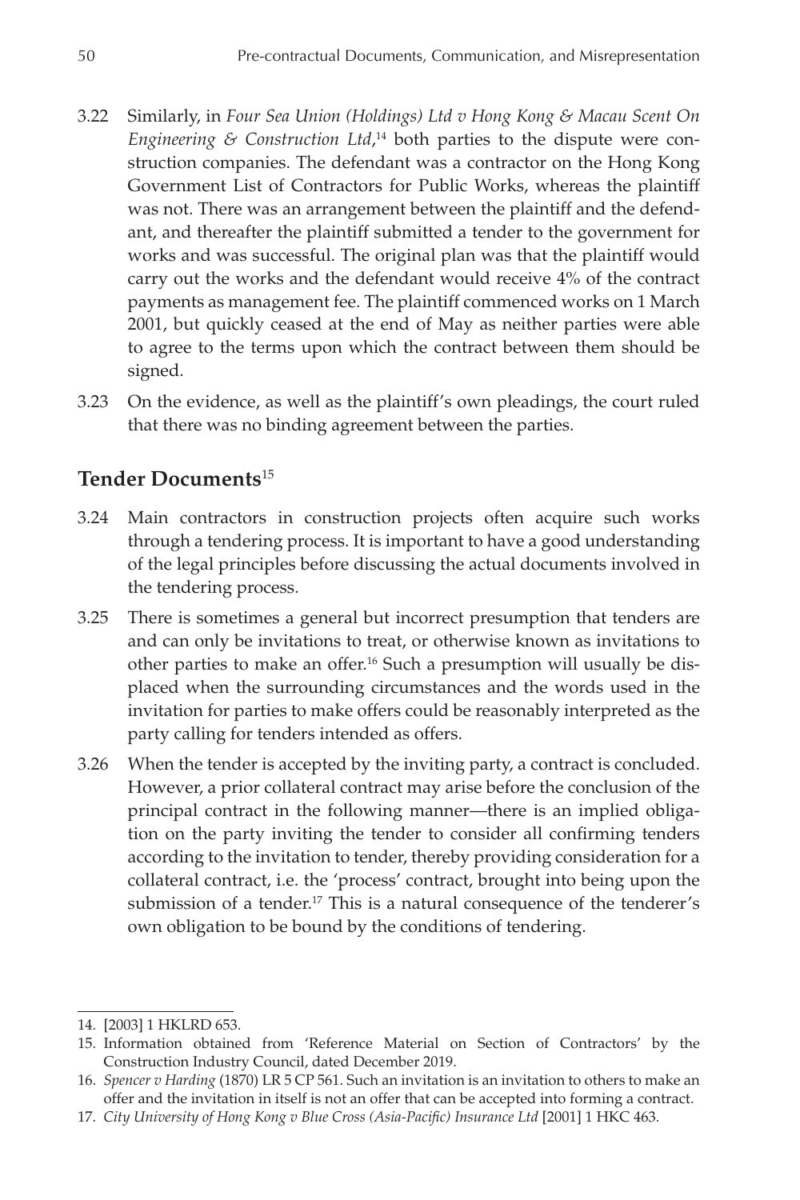3.22 Similarly, in *Four Sea Union (Holdings) Ltd v Hong Kong & Macau Scent On Engineering & Construction Ltd*,[14] both parties to the dispute were construction companies. The defendant was a contractor on the Hong Kong Government List of Contractors for Public Works, whereas the plaintiff was not. There was an arrangement between the plaintiff and the defendant, and thereafter the plaintiff submitted a tender to the government for works and was successful. The original plan was that the plaintiff would carry out the works and the defendant would receive 4% of the contract payments as management fee. The plaintiff commenced works on 1 March 2001, but quickly ceased at the end of May as neither parties were able to agree to the terms upon which the contract between them should be signed.

3.23 On the evidence, as well as the plaintiff's own pleadings, the court ruled that there was no binding agreement between the parties.

## Tender Documents[15]

3.24 Main contractors in construction projects often acquire such works through a tendering process. It is important to have a good understanding of the legal principles before discussing the actual documents involved in the tendering process.

3.25 There is sometimes a general but incorrect presumption that tenders are and can only be invitations to treat, or otherwise known as invitations to other parties to make an offer.[16] Such a presumption will usually be displaced when the surrounding circumstances and the words used in the invitation for parties to make offers could be reasonably interpreted as the party calling for tenders intended as offers.

3.26 When the tender is accepted by the inviting party, a contract is concluded. However, a prior collateral contract may arise before the conclusion of the principal contract in the following manner—there is an implied obligation on the party inviting the tender to consider all confirming tenders according to the invitation to tender, thereby providing consideration for a collateral contract, i.e. the 'process' contract, brought into being upon the submission of a tender.[17] This is a natural consequence of the tenderer's own obligation to be bound by the conditions of tendering.

---

14. [2003] 1 HKLRD 653.

15. Information obtained from 'Reference Material on Section of Contractors' by the Construction Industry Council, dated December 2019.

16. *Spencer v Harding* (1870) LR 5 CP 561. Such an invitation is an invitation to others to make an offer and the invitation in itself is not an offer that can be accepted into forming a contract.

17. *City University of Hong Kong v Blue Cross (Asia-Pacific) Insurance Ltd* [2001] 1 HKC 463.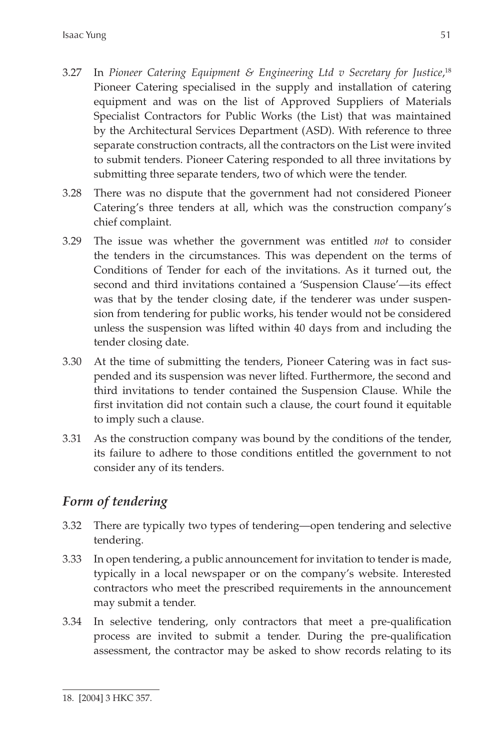3.27 In *Pioneer Catering Equipment & Engineering Ltd v Secretary for Justice*,[18] Pioneer Catering specialised in the supply and installation of catering equipment and was on the list of Approved Suppliers of Materials Specialist Contractors for Public Works (the List) that was maintained by the Architectural Services Department (ASD). With reference to three separate construction contracts, all the contractors on the List were invited to submit tenders. Pioneer Catering responded to all three invitations by submitting three separate tenders, two of which were the tender.

3.28 There was no dispute that the government had not considered Pioneer Catering's three tenders at all, which was the construction company's chief complaint.

3.29 The issue was whether the government was entitled *not* to consider the tenders in the circumstances. This was dependent on the terms of Conditions of Tender for each of the invitations. As it turned out, the second and third invitations contained a 'Suspension Clause'—its effect was that by the tender closing date, if the tenderer was under suspension from tendering for public works, his tender would not be considered unless the suspension was lifted within 40 days from and including the tender closing date.

3.30 At the time of submitting the tenders, Pioneer Catering was in fact suspended and its suspension was never lifted. Furthermore, the second and third invitations to tender contained the Suspension Clause. While the first invitation did not contain such a clause, the court found it equitable to imply such a clause.

3.31 As the construction company was bound by the conditions of the tender, its failure to adhere to those conditions entitled the government to not consider any of its tenders.

## *Form of tendering*

3.32 There are typically two types of tendering—open tendering and selective tendering.

3.33 In open tendering, a public announcement for invitation to tender is made, typically in a local newspaper or on the company's website. Interested contractors who meet the prescribed requirements in the announcement may submit a tender.

3.34 In selective tendering, only contractors that meet a pre-qualification process are invited to submit a tender. During the pre-qualification assessment, the contractor may be asked to show records relating to its

---

18. [2004] 3 HKC 357.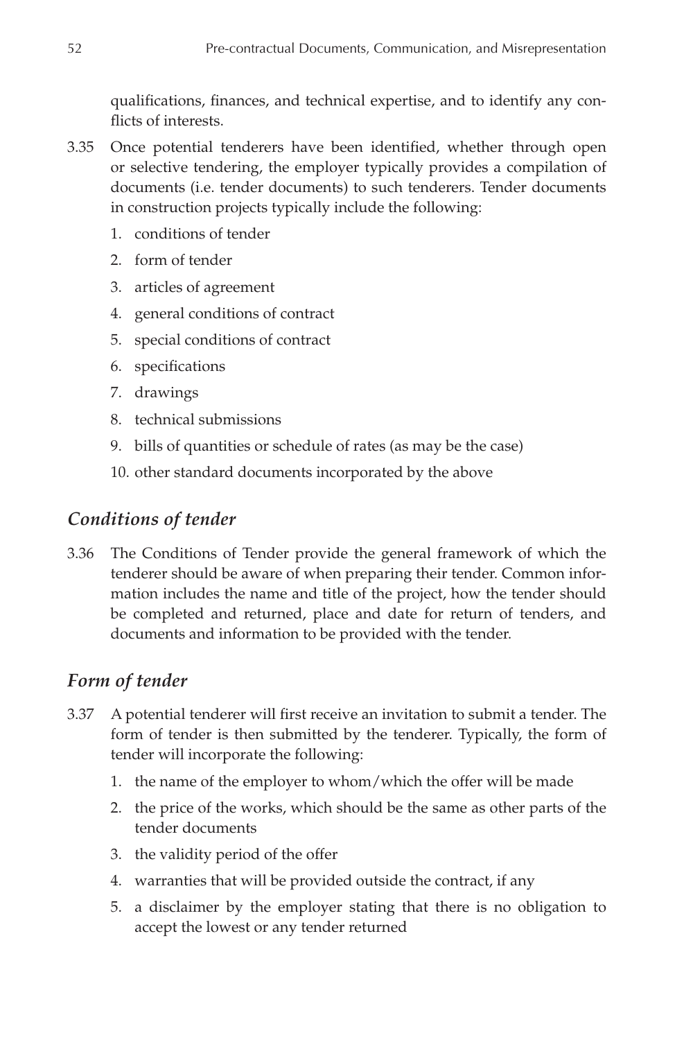qualifications, finances, and technical expertise, and to identify any conflicts of interests.

3.35 Once potential tenderers have been identified, whether through open or selective tendering, the employer typically provides a compilation of documents (i.e. tender documents) to such tenderers. Tender documents in construction projects typically include the following:

1. conditions of tender
2. form of tender
3. articles of agreement
4. general conditions of contract
5. special conditions of contract
6. specifications
7. drawings
8. technical submissions
9. bills of quantities or schedule of rates (as may be the case)
10. other standard documents incorporated by the above

## *Conditions of tender*

3.36 The Conditions of Tender provide the general framework of which the tenderer should be aware of when preparing their tender. Common information includes the name and title of the project, how the tender should be completed and returned, place and date for return of tenders, and documents and information to be provided with the tender.

## *Form of tender*

3.37 A potential tenderer will first receive an invitation to submit a tender. The form of tender is then submitted by the tenderer. Typically, the form of tender will incorporate the following:

1. the name of the employer to whom/which the offer will be made
2. the price of the works, which should be the same as other parts of the tender documents
3. the validity period of the offer
4. warranties that will be provided outside the contract, if any
5. a disclaimer by the employer stating that there is no obligation to accept the lowest or any tender returned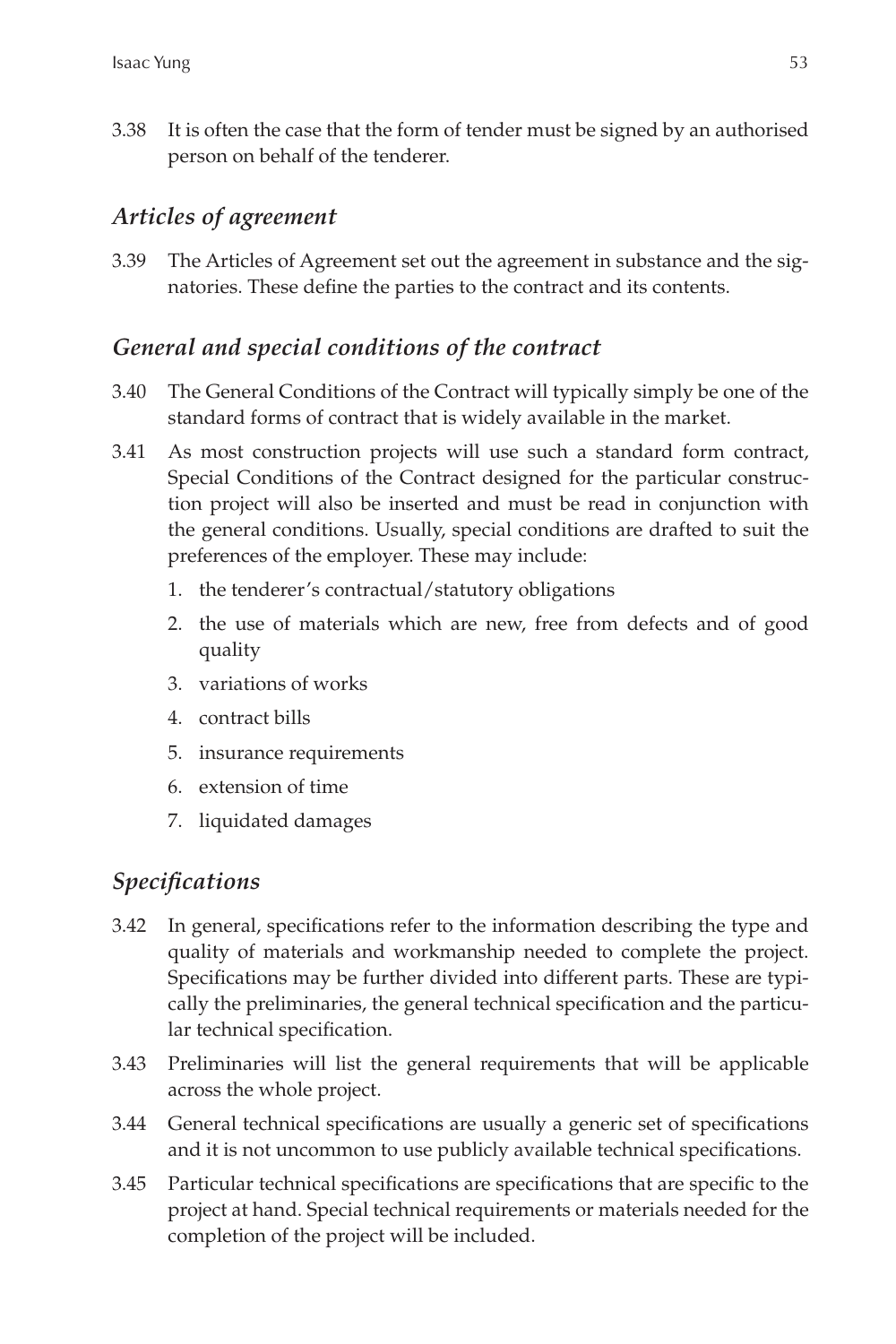3.38 It is often the case that the form of tender must be signed by an authorised person on behalf of the tenderer.

### *Articles of agreement*

3.39 The Articles of Agreement set out the agreement in substance and the signatories. These define the parties to the contract and its contents.

### *General and special conditions of the contract*

3.40 The General Conditions of the Contract will typically simply be one of the standard forms of contract that is widely available in the market.

3.41 As most construction projects will use such a standard form contract, Special Conditions of the Contract designed for the particular construction project will also be inserted and must be read in conjunction with the general conditions. Usually, special conditions are drafted to suit the preferences of the employer. These may include:

1. the tenderer's contractual/statutory obligations
2. the use of materials which are new, free from defects and of good quality
3. variations of works
4. contract bills
5. insurance requirements
6. extension of time
7. liquidated damages

### *Specifications*

3.42 In general, specifications refer to the information describing the type and quality of materials and workmanship needed to complete the project. Specifications may be further divided into different parts. These are typically the preliminaries, the general technical specification and the particular technical specification.

3.43 Preliminaries will list the general requirements that will be applicable across the whole project.

3.44 General technical specifications are usually a generic set of specifications and it is not uncommon to use publicly available technical specifications.

3.45 Particular technical specifications are specifications that are specific to the project at hand. Special technical requirements or materials needed for the completion of the project will be included.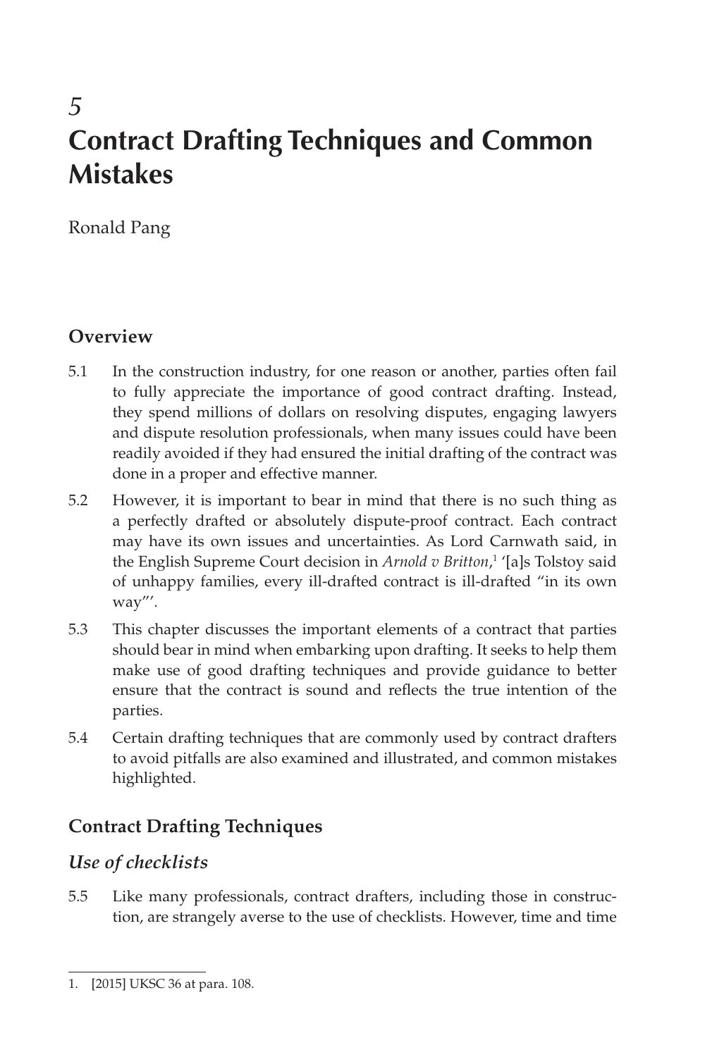# 5
# Contract Drafting Techniques and Common Mistakes

Ronald Pang

## Overview

5.1 In the construction industry, for one reason or another, parties often fail to fully appreciate the importance of good contract drafting. Instead, they spend millions of dollars on resolving disputes, engaging lawyers and dispute resolution professionals, when many issues could have been readily avoided if they had ensured the initial drafting of the contract was done in a proper and effective manner.

5.2 However, it is important to bear in mind that there is no such thing as a perfectly drafted or absolutely dispute-proof contract. Each contract may have its own issues and uncertainties. As Lord Carnwath said, in the English Supreme Court decision in *Arnold v Britton*,[1] '[a]s Tolstoy said of unhappy families, every ill-drafted contract is ill-drafted "in its own way"'.

5.3 This chapter discusses the important elements of a contract that parties should bear in mind when embarking upon drafting. It seeks to help them make use of good drafting techniques and provide guidance to better ensure that the contract is sound and reflects the true intention of the parties.

5.4 Certain drafting techniques that are commonly used by contract drafters to avoid pitfalls are also examined and illustrated, and common mistakes highlighted.

## Contract Drafting Techniques

### *Use of checklists*

5.5 Like many professionals, contract drafters, including those in construction, are strangely averse to the use of checklists. However, time and time

---

1. [2015] UKSC 36 at para. 108.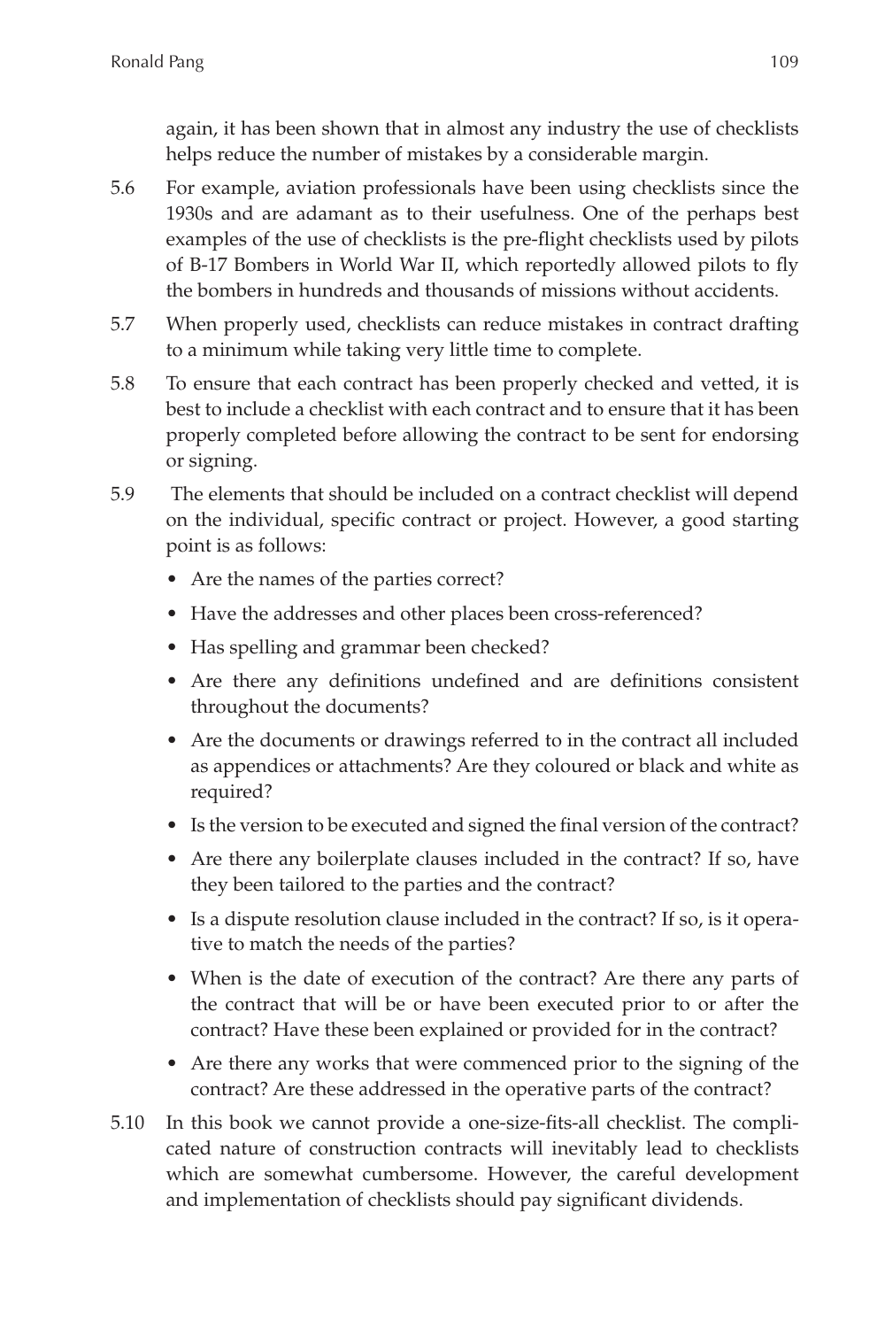again, it has been shown that in almost any industry the use of checklists helps reduce the number of mistakes by a considerable margin.

5.6 For example, aviation professionals have been using checklists since the 1930s and are adamant as to their usefulness. One of the perhaps best examples of the use of checklists is the pre-flight checklists used by pilots of B-17 Bombers in World War II, which reportedly allowed pilots to fly the bombers in hundreds and thousands of missions without accidents.

5.7 When properly used, checklists can reduce mistakes in contract drafting to a minimum while taking very little time to complete.

5.8 To ensure that each contract has been properly checked and vetted, it is best to include a checklist with each contract and to ensure that it has been properly completed before allowing the contract to be sent for endorsing or signing.

5.9 The elements that should be included on a contract checklist will depend on the individual, specific contract or project. However, a good starting point is as follows:

- Are the names of the parties correct?
- Have the addresses and other places been cross-referenced?
- Has spelling and grammar been checked?
- Are there any definitions undefined and are definitions consistent throughout the documents?
- Are the documents or drawings referred to in the contract all included as appendices or attachments? Are they coloured or black and white as required?
- Is the version to be executed and signed the final version of the contract?
- Are there any boilerplate clauses included in the contract? If so, have they been tailored to the parties and the contract?
- Is a dispute resolution clause included in the contract? If so, is it operative to match the needs of the parties?
- When is the date of execution of the contract? Are there any parts of the contract that will be or have been executed prior to or after the contract? Have these been explained or provided for in the contract?
- Are there any works that were commenced prior to the signing of the contract? Are these addressed in the operative parts of the contract?

5.10 In this book we cannot provide a one-size-fits-all checklist. The complicated nature of construction contracts will inevitably lead to checklists which are somewhat cumbersome. However, the careful development and implementation of checklists should pay significant dividends.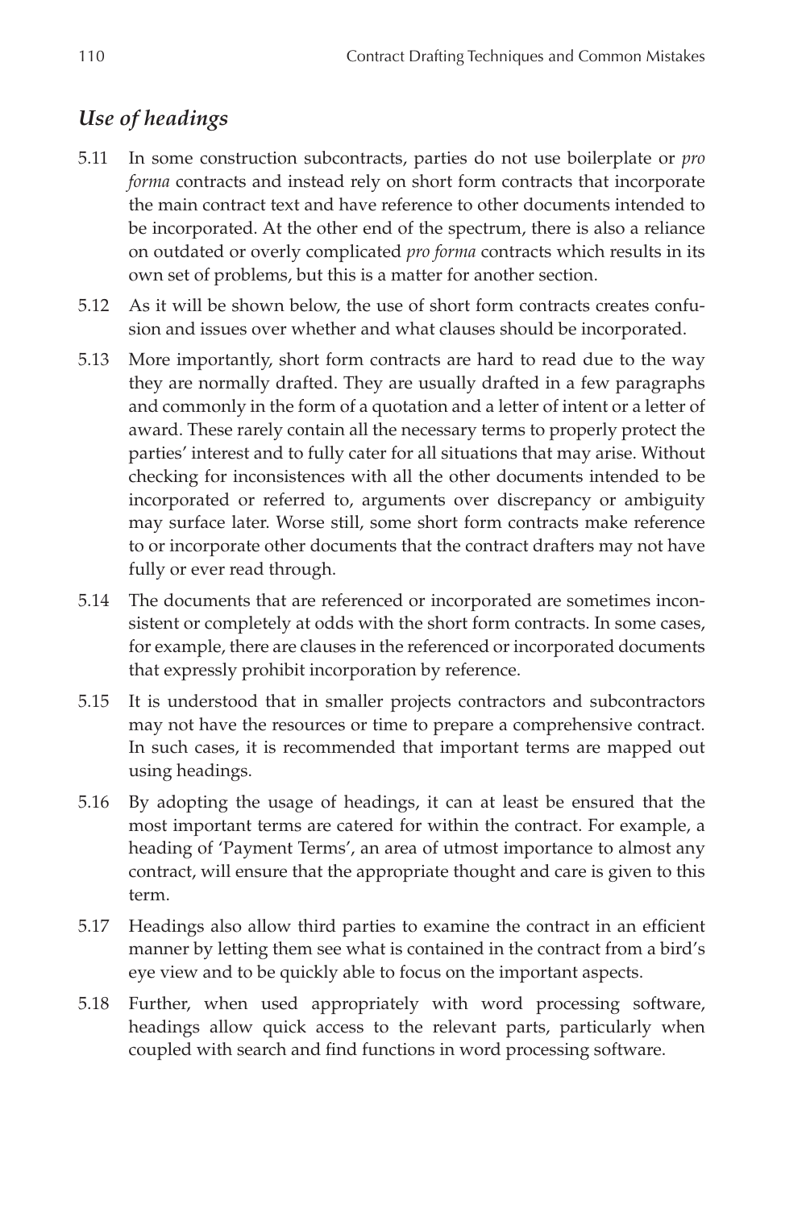## *Use of headings*

5.11 In some construction subcontracts, parties do not use boilerplate or *pro forma* contracts and instead rely on short form contracts that incorporate the main contract text and have reference to other documents intended to be incorporated. At the other end of the spectrum, there is also a reliance on outdated or overly complicated *pro forma* contracts which results in its own set of problems, but this is a matter for another section.

5.12 As it will be shown below, the use of short form contracts creates confusion and issues over whether and what clauses should be incorporated.

5.13 More importantly, short form contracts are hard to read due to the way they are normally drafted. They are usually drafted in a few paragraphs and commonly in the form of a quotation and a letter of intent or a letter of award. These rarely contain all the necessary terms to properly protect the parties' interest and to fully cater for all situations that may arise. Without checking for inconsistences with all the other documents intended to be incorporated or referred to, arguments over discrepancy or ambiguity may surface later. Worse still, some short form contracts make reference to or incorporate other documents that the contract drafters may not have fully or ever read through.

5.14 The documents that are referenced or incorporated are sometimes inconsistent or completely at odds with the short form contracts. In some cases, for example, there are clauses in the referenced or incorporated documents that expressly prohibit incorporation by reference.

5.15 It is understood that in smaller projects contractors and subcontractors may not have the resources or time to prepare a comprehensive contract. In such cases, it is recommended that important terms are mapped out using headings.

5.16 By adopting the usage of headings, it can at least be ensured that the most important terms are catered for within the contract. For example, a heading of 'Payment Terms', an area of utmost importance to almost any contract, will ensure that the appropriate thought and care is given to this term.

5.17 Headings also allow third parties to examine the contract in an efficient manner by letting them see what is contained in the contract from a bird's eye view and to be quickly able to focus on the important aspects.

5.18 Further, when used appropriately with word processing software, headings allow quick access to the relevant parts, particularly when coupled with search and find functions in word processing software.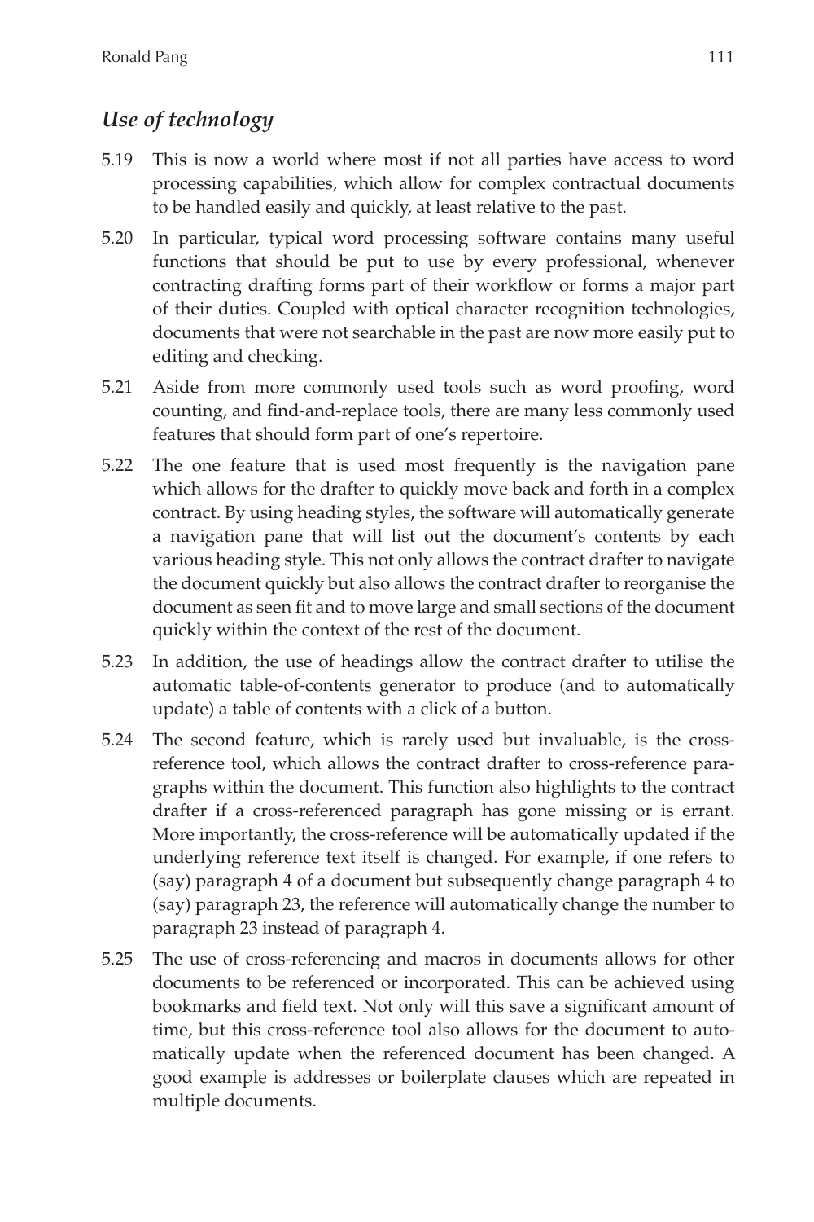## *Use of technology*

5.19 This is now a world where most if not all parties have access to word processing capabilities, which allow for complex contractual documents to be handled easily and quickly, at least relative to the past.

5.20 In particular, typical word processing software contains many useful functions that should be put to use by every professional, whenever contracting drafting forms part of their workflow or forms a major part of their duties. Coupled with optical character recognition technologies, documents that were not searchable in the past are now more easily put to editing and checking.

5.21 Aside from more commonly used tools such as word proofing, word counting, and find-and-replace tools, there are many less commonly used features that should form part of one's repertoire.

5.22 The one feature that is used most frequently is the navigation pane which allows for the drafter to quickly move back and forth in a complex contract. By using heading styles, the software will automatically generate a navigation pane that will list out the document's contents by each various heading style. This not only allows the contract drafter to navigate the document quickly but also allows the contract drafter to reorganise the document as seen fit and to move large and small sections of the document quickly within the context of the rest of the document.

5.23 In addition, the use of headings allow the contract drafter to utilise the automatic table-of-contents generator to produce (and to automatically update) a table of contents with a click of a button.

5.24 The second feature, which is rarely used but invaluable, is the cross-reference tool, which allows the contract drafter to cross-reference paragraphs within the document. This function also highlights to the contract drafter if a cross-referenced paragraph has gone missing or is errant. More importantly, the cross-reference will be automatically updated if the underlying reference text itself is changed. For example, if one refers to (say) paragraph 4 of a document but subsequently change paragraph 4 to (say) paragraph 23, the reference will automatically change the number to paragraph 23 instead of paragraph 4.

5.25 The use of cross-referencing and macros in documents allows for other documents to be referenced or incorporated. This can be achieved using bookmarks and field text. Not only will this save a significant amount of time, but this cross-reference tool also allows for the document to automatically update when the referenced document has been changed. A good example is addresses or boilerplate clauses which are repeated in multiple documents.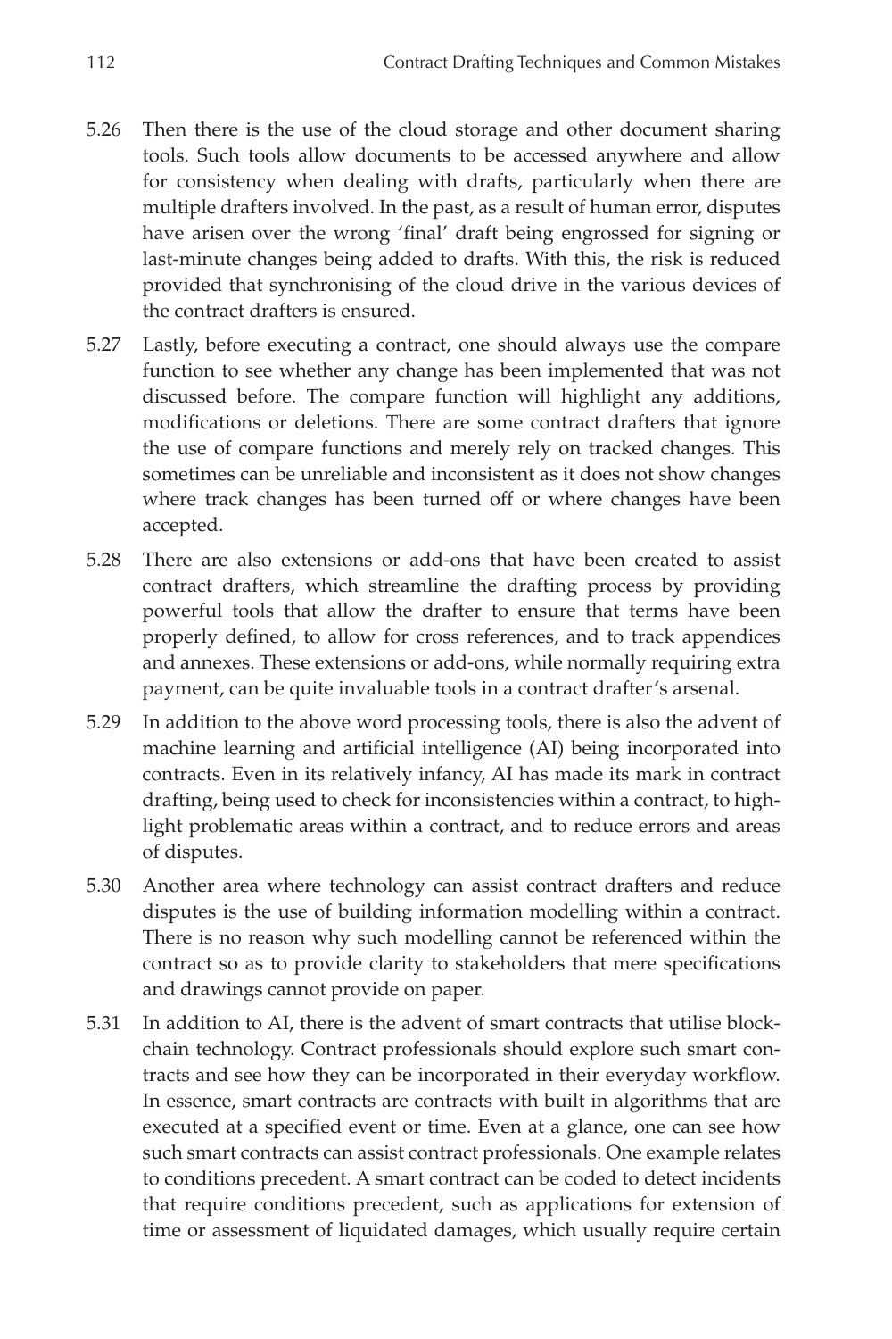5.26 Then there is the use of the cloud storage and other document sharing tools. Such tools allow documents to be accessed anywhere and allow for consistency when dealing with drafts, particularly when there are multiple drafters involved. In the past, as a result of human error, disputes have arisen over the wrong 'final' draft being engrossed for signing or last-minute changes being added to drafts. With this, the risk is reduced provided that synchronising of the cloud drive in the various devices of the contract drafters is ensured.

5.27 Lastly, before executing a contract, one should always use the compare function to see whether any change has been implemented that was not discussed before. The compare function will highlight any additions, modifications or deletions. There are some contract drafters that ignore the use of compare functions and merely rely on tracked changes. This sometimes can be unreliable and inconsistent as it does not show changes where track changes has been turned off or where changes have been accepted.

5.28 There are also extensions or add-ons that have been created to assist contract drafters, which streamline the drafting process by providing powerful tools that allow the drafter to ensure that terms have been properly defined, to allow for cross references, and to track appendices and annexes. These extensions or add-ons, while normally requiring extra payment, can be quite invaluable tools in a contract drafter's arsenal.

5.29 In addition to the above word processing tools, there is also the advent of machine learning and artificial intelligence (AI) being incorporated into contracts. Even in its relatively infancy, AI has made its mark in contract drafting, being used to check for inconsistencies within a contract, to highlight problematic areas within a contract, and to reduce errors and areas of disputes.

5.30 Another area where technology can assist contract drafters and reduce disputes is the use of building information modelling within a contract. There is no reason why such modelling cannot be referenced within the contract so as to provide clarity to stakeholders that mere specifications and drawings cannot provide on paper.

5.31 In addition to AI, there is the advent of smart contracts that utilise blockchain technology. Contract professionals should explore such smart contracts and see how they can be incorporated in their everyday workflow. In essence, smart contracts are contracts with built in algorithms that are executed at a specified event or time. Even at a glance, one can see how such smart contracts can assist contract professionals. One example relates to conditions precedent. A smart contract can be coded to detect incidents that require conditions precedent, such as applications for extension of time or assessment of liquidated damages, which usually require certain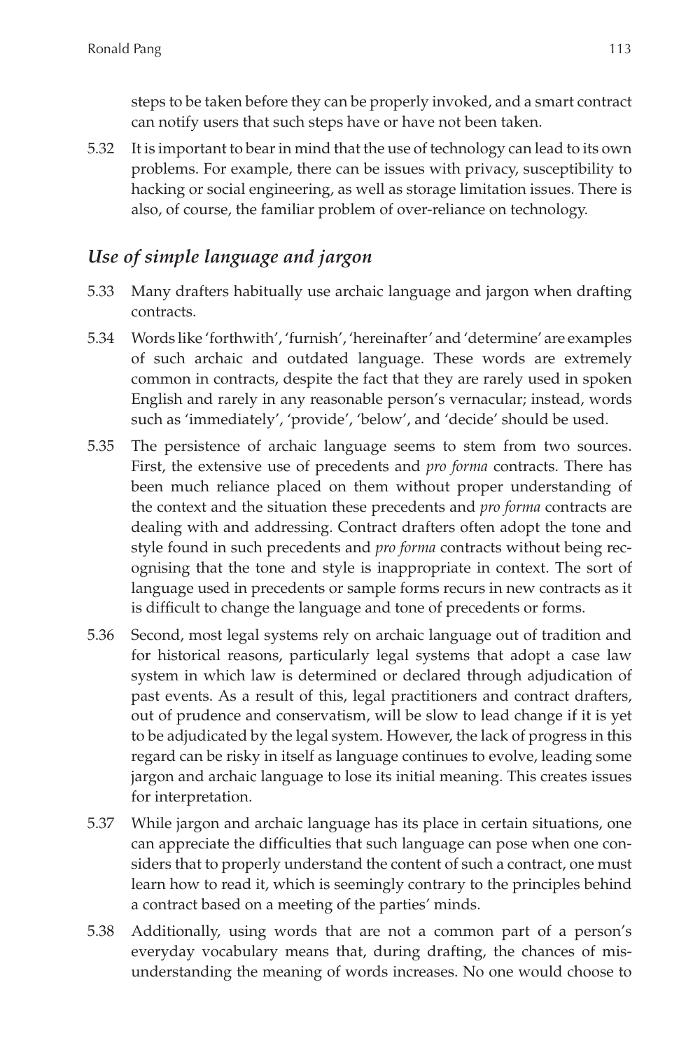steps to be taken before they can be properly invoked, and a smart contract can notify users that such steps have or have not been taken.

5.32 It is important to bear in mind that the use of technology can lead to its own problems. For example, there can be issues with privacy, susceptibility to hacking or social engineering, as well as storage limitation issues. There is also, of course, the familiar problem of over-reliance on technology.

### *Use of simple language and jargon*

5.33 Many drafters habitually use archaic language and jargon when drafting contracts.

5.34 Words like 'forthwith', 'furnish', 'hereinafter' and 'determine' are examples of such archaic and outdated language. These words are extremely common in contracts, despite the fact that they are rarely used in spoken English and rarely in any reasonable person's vernacular; instead, words such as 'immediately', 'provide', 'below', and 'decide' should be used.

5.35 The persistence of archaic language seems to stem from two sources. First, the extensive use of precedents and *pro forma* contracts. There has been much reliance placed on them without proper understanding of the context and the situation these precedents and *pro forma* contracts are dealing with and addressing. Contract drafters often adopt the tone and style found in such precedents and *pro forma* contracts without being recognising that the tone and style is inappropriate in context. The sort of language used in precedents or sample forms recurs in new contracts as it is difficult to change the language and tone of precedents or forms.

5.36 Second, most legal systems rely on archaic language out of tradition and for historical reasons, particularly legal systems that adopt a case law system in which law is determined or declared through adjudication of past events. As a result of this, legal practitioners and contract drafters, out of prudence and conservatism, will be slow to lead change if it is yet to be adjudicated by the legal system. However, the lack of progress in this regard can be risky in itself as language continues to evolve, leading some jargon and archaic language to lose its initial meaning. This creates issues for interpretation.

5.37 While jargon and archaic language has its place in certain situations, one can appreciate the difficulties that such language can pose when one considers that to properly understand the content of such a contract, one must learn how to read it, which is seemingly contrary to the principles behind a contract based on a meeting of the parties' minds.

5.38 Additionally, using words that are not a common part of a person's everyday vocabulary means that, during drafting, the chances of misunderstanding the meaning of words increases. No one would choose to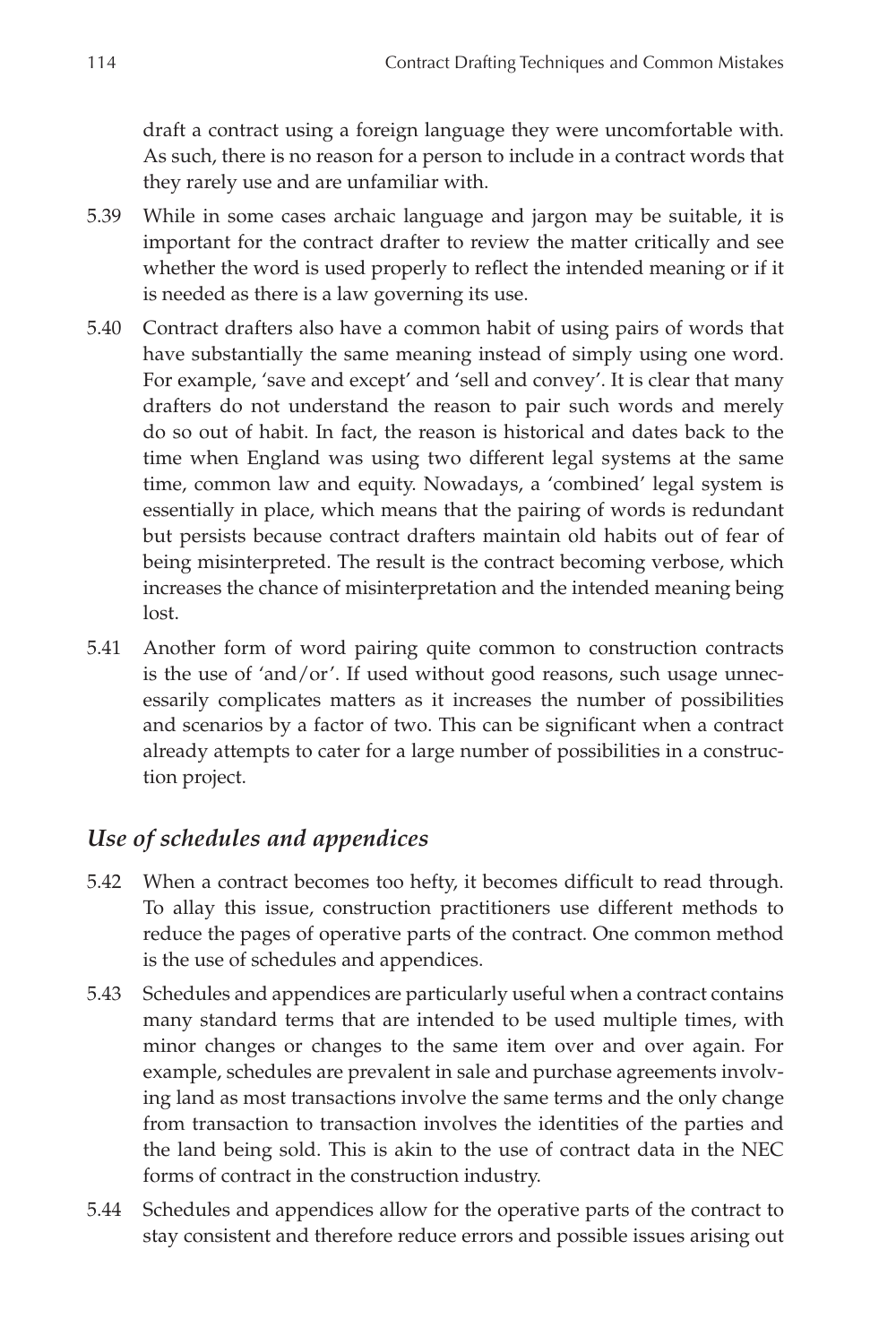draft a contract using a foreign language they were uncomfortable with. As such, there is no reason for a person to include in a contract words that they rarely use and are unfamiliar with.

5.39 While in some cases archaic language and jargon may be suitable, it is important for the contract drafter to review the matter critically and see whether the word is used properly to reflect the intended meaning or if it is needed as there is a law governing its use.

5.40 Contract drafters also have a common habit of using pairs of words that have substantially the same meaning instead of simply using one word. For example, 'save and except' and 'sell and convey'. It is clear that many drafters do not understand the reason to pair such words and merely do so out of habit. In fact, the reason is historical and dates back to the time when England was using two different legal systems at the same time, common law and equity. Nowadays, a 'combined' legal system is essentially in place, which means that the pairing of words is redundant but persists because contract drafters maintain old habits out of fear of being misinterpreted. The result is the contract becoming verbose, which increases the chance of misinterpretation and the intended meaning being lost.

5.41 Another form of word pairing quite common to construction contracts is the use of 'and/or'. If used without good reasons, such usage unnecessarily complicates matters as it increases the number of possibilities and scenarios by a factor of two. This can be significant when a contract already attempts to cater for a large number of possibilities in a construction project.

### *Use of schedules and appendices*

5.42 When a contract becomes too hefty, it becomes difficult to read through. To allay this issue, construction practitioners use different methods to reduce the pages of operative parts of the contract. One common method is the use of schedules and appendices.

5.43 Schedules and appendices are particularly useful when a contract contains many standard terms that are intended to be used multiple times, with minor changes or changes to the same item over and over again. For example, schedules are prevalent in sale and purchase agreements involving land as most transactions involve the same terms and the only change from transaction to transaction involves the identities of the parties and the land being sold. This is akin to the use of contract data in the NEC forms of contract in the construction industry.

5.44 Schedules and appendices allow for the operative parts of the contract to stay consistent and therefore reduce errors and possible issues arising out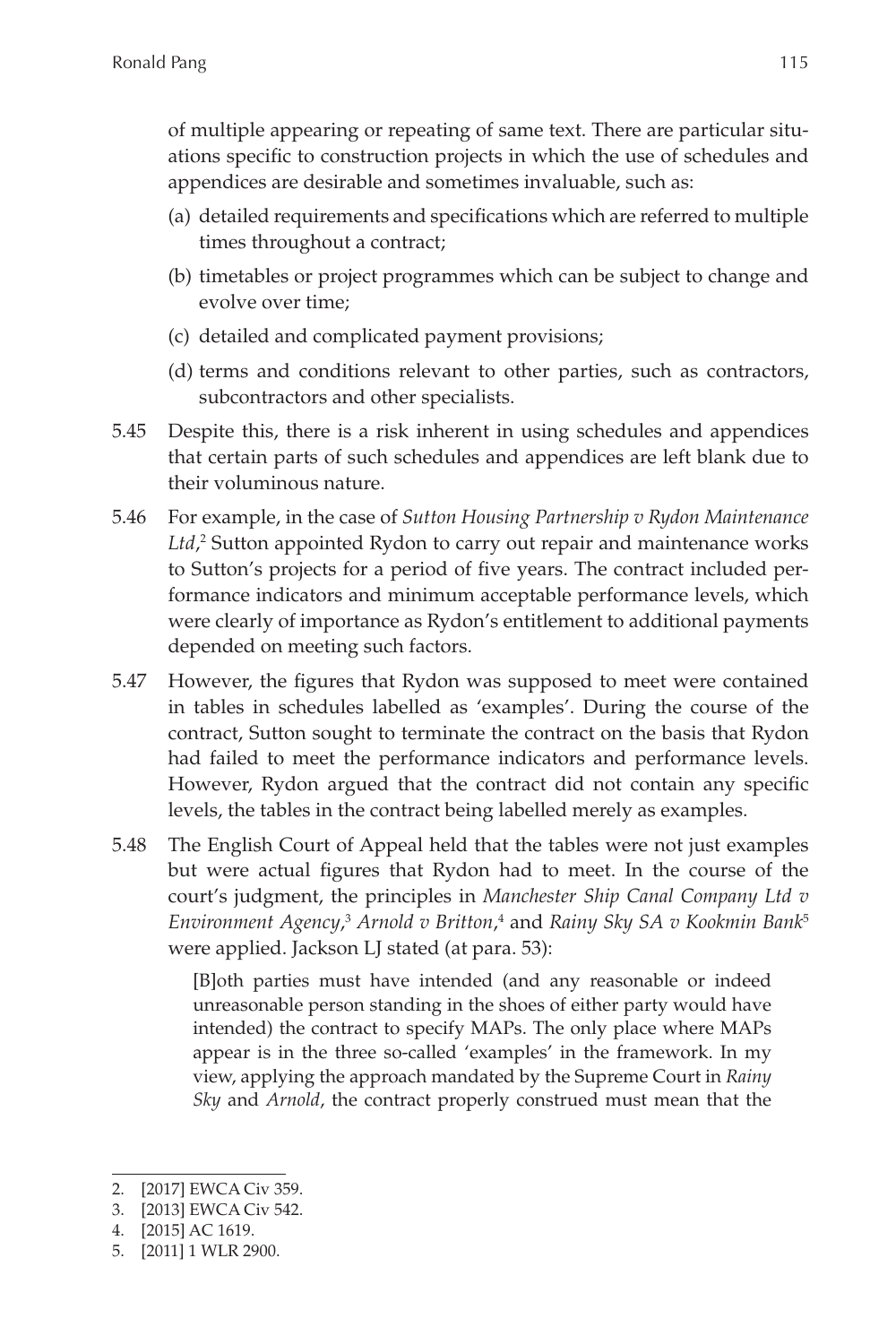of multiple appearing or repeating of same text. There are particular situations specific to construction projects in which the use of schedules and appendices are desirable and sometimes invaluable, such as:

(a) detailed requirements and specifications which are referred to multiple times throughout a contract;

(b) timetables or project programmes which can be subject to change and evolve over time;

(c) detailed and complicated payment provisions;

(d) terms and conditions relevant to other parties, such as contractors, subcontractors and other specialists.

5.45 Despite this, there is a risk inherent in using schedules and appendices that certain parts of such schedules and appendices are left blank due to their voluminous nature.

5.46 For example, in the case of *Sutton Housing Partnership v Rydon Maintenance Ltd*,[2] Sutton appointed Rydon to carry out repair and maintenance works to Sutton's projects for a period of five years. The contract included performance indicators and minimum acceptable performance levels, which were clearly of importance as Rydon's entitlement to additional payments depended on meeting such factors.

5.47 However, the figures that Rydon was supposed to meet were contained in tables in schedules labelled as 'examples'. During the course of the contract, Sutton sought to terminate the contract on the basis that Rydon had failed to meet the performance indicators and performance levels. However, Rydon argued that the contract did not contain any specific levels, the tables in the contract being labelled merely as examples.

5.48 The English Court of Appeal held that the tables were not just examples but were actual figures that Rydon had to meet. In the course of the court's judgment, the principles in *Manchester Ship Canal Company Ltd v Environment Agency*,[3] *Arnold v Britton*,[4] and *Rainy Sky SA v Kookmin Bank*[5] were applied. Jackson LJ stated (at para. 53):

> [B]oth parties must have intended (and any reasonable or indeed unreasonable person standing in the shoes of either party would have intended) the contract to specify MAPs. The only place where MAPs appear is in the three so-called 'examples' in the framework. In my view, applying the approach mandated by the Supreme Court in *Rainy Sky* and *Arnold*, the contract properly construed must mean that the

---

2. [2017] EWCA Civ 359.
3. [2013] EWCA Civ 542.
4. [2015] AC 1619.
5. [2011] 1 WLR 2900.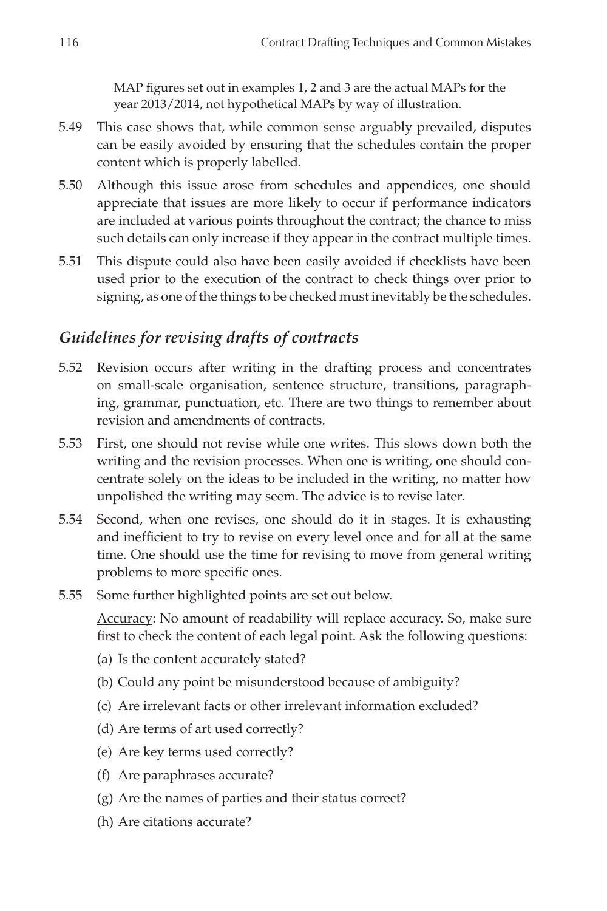MAP figures set out in examples 1, 2 and 3 are the actual MAPs for the year 2013/2014, not hypothetical MAPs by way of illustration.

5.49 This case shows that, while common sense arguably prevailed, disputes can be easily avoided by ensuring that the schedules contain the proper content which is properly labelled.

5.50 Although this issue arose from schedules and appendices, one should appreciate that issues are more likely to occur if performance indicators are included at various points throughout the contract; the chance to miss such details can only increase if they appear in the contract multiple times.

5.51 This dispute could also have been easily avoided if checklists have been used prior to the execution of the contract to check things over prior to signing, as one of the things to be checked must inevitably be the schedules.

## *Guidelines for revising drafts of contracts*

5.52 Revision occurs after writing in the drafting process and concentrates on small-scale organisation, sentence structure, transitions, paragraphing, grammar, punctuation, etc. There are two things to remember about revision and amendments of contracts.

5.53 First, one should not revise while one writes. This slows down both the writing and the revision processes. When one is writing, one should concentrate solely on the ideas to be included in the writing, no matter how unpolished the writing may seem. The advice is to revise later.

5.54 Second, when one revises, one should do it in stages. It is exhausting and inefficient to try to revise on every level once and for all at the same time. One should use the time for revising to move from general writing problems to more specific ones.

5.55 Some further highlighted points are set out below.

<u>Accuracy</u>: No amount of readability will replace accuracy. So, make sure first to check the content of each legal point. Ask the following questions:

(a) Is the content accurately stated?

(b) Could any point be misunderstood because of ambiguity?

(c) Are irrelevant facts or other irrelevant information excluded?

(d) Are terms of art used correctly?

(e) Are key terms used correctly?

(f) Are paraphrases accurate?

(g) Are the names of parties and their status correct?

(h) Are citations accurate?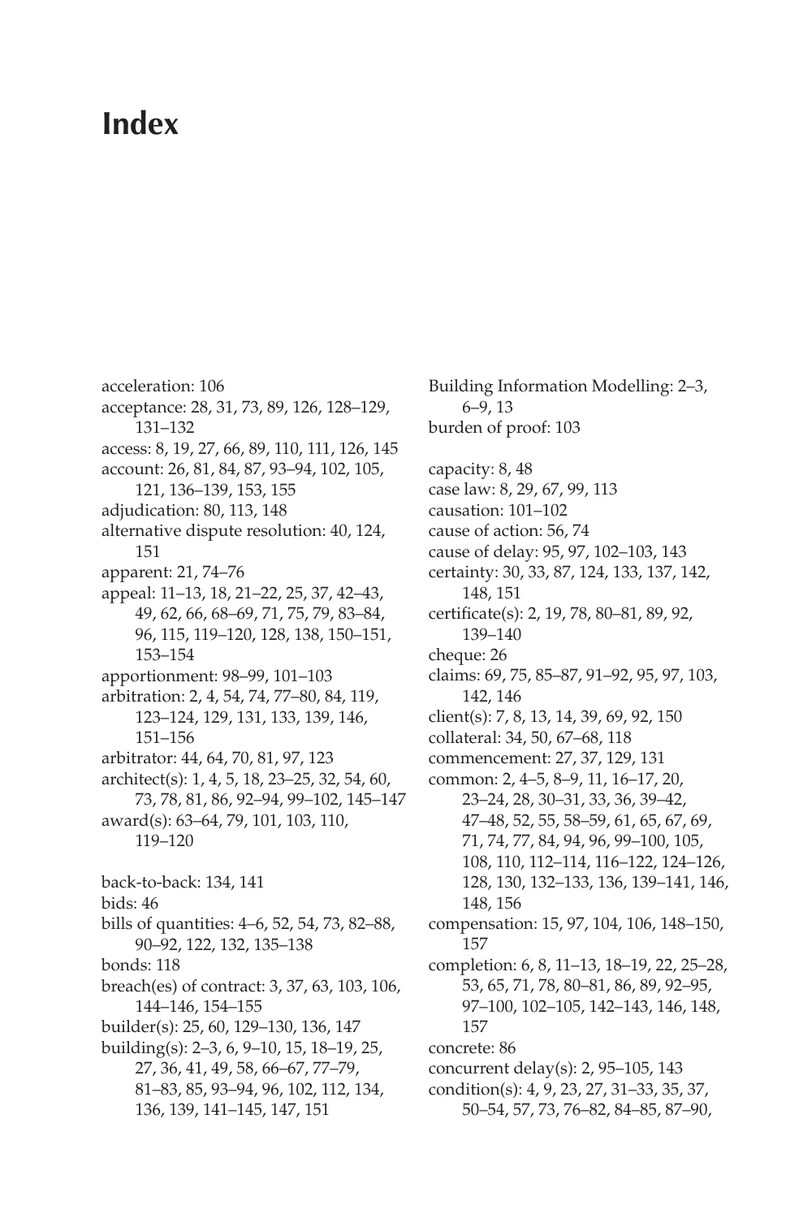# Index

acceleration: 106
acceptance: 28, 31, 73, 89, 126, 128–129, 131–132
access: 8, 19, 27, 66, 89, 110, 111, 126, 145
account: 26, 81, 84, 87, 93–94, 102, 105, 121, 136–139, 153, 155
adjudication: 80, 113, 148
alternative dispute resolution: 40, 124, 151
apparent: 21, 74–76
appeal: 11–13, 18, 21–22, 25, 37, 42–43, 49, 62, 66, 68–69, 71, 75, 79, 83–84, 96, 115, 119–120, 128, 138, 150–151, 153–154
apportionment: 98–99, 101–103
arbitration: 2, 4, 54, 74, 77–80, 84, 119, 123–124, 129, 131, 133, 139, 146, 151–156
arbitrator: 44, 64, 70, 81, 97, 123
architect(s): 1, 4, 5, 18, 23–25, 32, 54, 60, 73, 78, 81, 86, 92–94, 99–102, 145–147
award(s): 63–64, 79, 101, 103, 110, 119–120

back-to-back: 134, 141
bids: 46
bills of quantities: 4–6, 52, 54, 73, 82–88, 90–92, 122, 132, 135–138
bonds: 118
breach(es) of contract: 3, 37, 63, 103, 106, 144–146, 154–155
builder(s): 25, 60, 129–130, 136, 147
building(s): 2–3, 6, 9–10, 15, 18–19, 25, 27, 36, 41, 49, 58, 66–67, 77–79, 81–83, 85, 93–94, 96, 102, 112, 134, 136, 139, 141–145, 147, 151
Building Information Modelling: 2–3, 6–9, 13
burden of proof: 103

capacity: 8, 48
case law: 8, 29, 67, 99, 113
causation: 101–102
cause of action: 56, 74
cause of delay: 95, 97, 102–103, 143
certainty: 30, 33, 87, 124, 133, 137, 142, 148, 151
certificate(s): 2, 19, 78, 80–81, 89, 92, 139–140
cheque: 26
claims: 69, 75, 85–87, 91–92, 95, 97, 103, 142, 146
client(s): 7, 8, 13, 14, 39, 69, 92, 150
collateral: 34, 50, 67–68, 118
commencement: 27, 37, 129, 131
common: 2, 4–5, 8–9, 11, 16–17, 20, 23–24, 28, 30–31, 33, 36, 39–42, 47–48, 52, 55, 58–59, 61, 65, 67, 69, 71, 74, 77, 84, 94, 96, 99–100, 105, 108, 110, 112–114, 116–122, 124–126, 128, 130, 132–133, 136, 139–141, 146, 148, 156
compensation: 15, 97, 104, 106, 148–150, 157
completion: 6, 8, 11–13, 18–19, 22, 25–28, 53, 65, 71, 78, 80–81, 86, 89, 92–95, 97–100, 102–105, 142–143, 146, 148, 157
concrete: 86
concurrent delay(s): 2, 95–105, 143
condition(s): 4, 9, 23, 27, 31–33, 35, 37, 50–54, 57, 73, 76–82, 84–85, 87–90,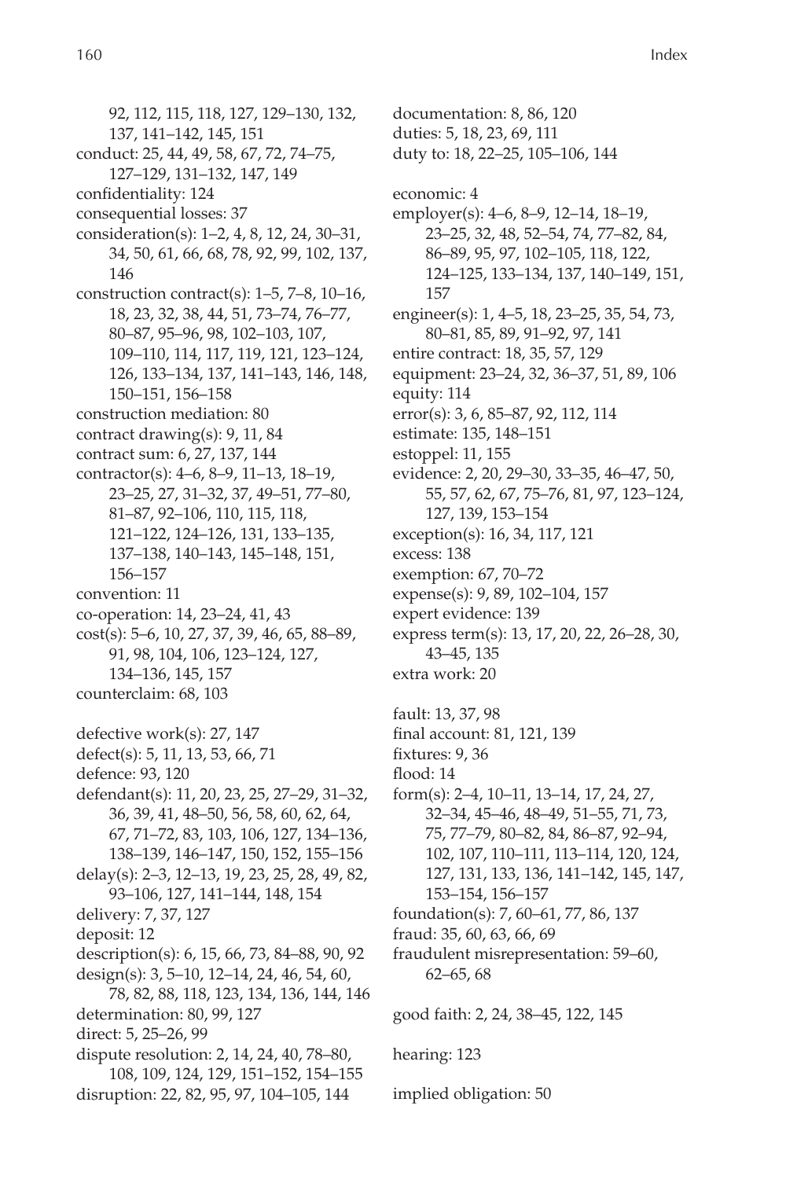92, 112, 115, 118, 127, 129–130, 132, 137, 141–142, 145, 151

conduct: 25, 44, 49, 58, 67, 72, 74–75, 127–129, 131–132, 147, 149

confidentiality: 124

consequential losses: 37

consideration(s): 1–2, 4, 8, 12, 24, 30–31, 34, 50, 61, 66, 68, 78, 92, 99, 102, 137, 146

construction contract(s): 1–5, 7–8, 10–16, 18, 23, 32, 38, 44, 51, 73–74, 76–77, 80–87, 95–96, 98, 102–103, 107, 109–110, 114, 117, 119, 121, 123–124, 126, 133–134, 137, 141–143, 146, 148, 150–151, 156–158

construction mediation: 80

contract drawing(s): 9, 11, 84

contract sum: 6, 27, 137, 144

contractor(s): 4–6, 8–9, 11–13, 18–19, 23–25, 27, 31–32, 37, 49–51, 77–80, 81–87, 92–106, 110, 115, 118, 121–122, 124–126, 131, 133–135, 137–138, 140–143, 145–148, 151, 156–157

convention: 11

co-operation: 14, 23–24, 41, 43

cost(s): 5–6, 10, 27, 37, 39, 46, 65, 88–89, 91, 98, 104, 106, 123–124, 127, 134–136, 145, 157

counterclaim: 68, 103

defective work(s): 27, 147

defect(s): 5, 11, 13, 53, 66, 71

defence: 93, 120

defendant(s): 11, 20, 23, 25, 27–29, 31–32, 36, 39, 41, 48–50, 56, 58, 60, 62, 64, 67, 71–72, 83, 103, 106, 127, 134–136, 138–139, 146–147, 150, 152, 155–156

delay(s): 2–3, 12–13, 19, 23, 25, 28, 49, 82, 93–106, 127, 141–144, 148, 154

delivery: 7, 37, 127

deposit: 12

description(s): 6, 15, 66, 73, 84–88, 90, 92

design(s): 3, 5–10, 12–14, 24, 46, 54, 60, 78, 82, 88, 118, 123, 134, 136, 144, 146

determination: 80, 99, 127

direct: 5, 25–26, 99

dispute resolution: 2, 14, 24, 40, 78–80, 108, 109, 124, 129, 151–152, 154–155

disruption: 22, 82, 95, 97, 104–105, 144

documentation: 8, 86, 120

duties: 5, 18, 23, 69, 111

duty to: 18, 22–25, 105–106, 144

economic: 4

employer(s): 4–6, 8–9, 12–14, 18–19, 23–25, 32, 48, 52–54, 74, 77–82, 84, 86–89, 95, 97, 102–105, 118, 122, 124–125, 133–134, 137, 140–149, 151, 157

engineer(s): 1, 4–5, 18, 23–25, 35, 54, 73, 80–81, 85, 89, 91–92, 97, 141

entire contract: 18, 35, 57, 129

equipment: 23–24, 32, 36–37, 51, 89, 106

equity: 114

error(s): 3, 6, 85–87, 92, 112, 114

estimate: 135, 148–151

estoppel: 11, 155

evidence: 2, 20, 29–30, 33–35, 46–47, 50, 55, 57, 62, 67, 75–76, 81, 97, 123–124, 127, 139, 153–154

exception(s): 16, 34, 117, 121

excess: 138

exemption: 67, 70–72

expense(s): 9, 89, 102–104, 157

expert evidence: 139

express term(s): 13, 17, 20, 22, 26–28, 30, 43–45, 135

extra work: 20

fault: 13, 37, 98

final account: 81, 121, 139

fixtures: 9, 36

flood: 14

form(s): 2–4, 10–11, 13–14, 17, 24, 27, 32–34, 45–46, 48–49, 51–55, 71, 73, 75, 77–79, 80–82, 84, 86–87, 92–94, 102, 107, 110–111, 113–114, 120, 124, 127, 131, 133, 136, 141–142, 145, 147, 153–154, 156–157

foundation(s): 7, 60–61, 77, 86, 137

fraud: 35, 60, 63, 66, 69

fraudulent misrepresentation: 59–60, 62–65, 68

good faith: 2, 24, 38–45, 122, 145

hearing: 123

implied obligation: 50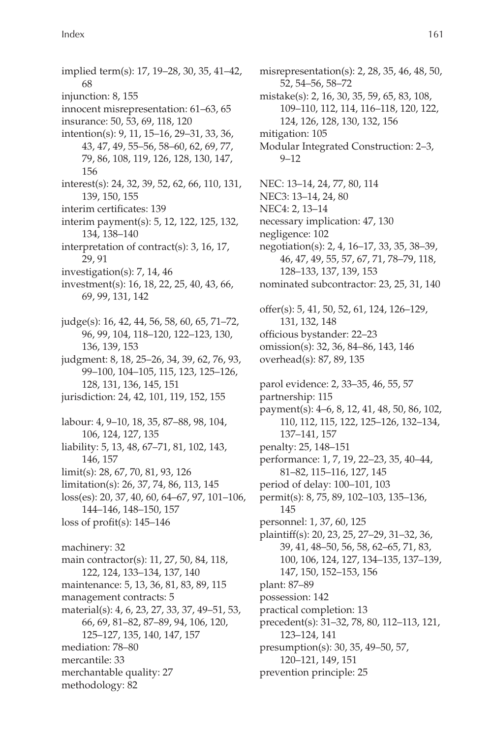implied term(s): 17, 19–28, 30, 35, 41–42, 68
injunction: 8, 155
innocent misrepresentation: 61–63, 65
insurance: 50, 53, 69, 118, 120
intention(s): 9, 11, 15–16, 29–31, 33, 36, 43, 47, 49, 55–56, 58–60, 62, 69, 77, 79, 86, 108, 119, 126, 128, 130, 147, 156
interest(s): 24, 32, 39, 52, 62, 66, 110, 131, 139, 150, 155
interim certificates: 139
interim payment(s): 5, 12, 122, 125, 132, 134, 138–140
interpretation of contract(s): 3, 16, 17, 29, 91
investigation(s): 7, 14, 46
investment(s): 16, 18, 22, 25, 40, 43, 66, 69, 99, 131, 142

judge(s): 16, 42, 44, 56, 58, 60, 65, 71–72, 96, 99, 104, 118–120, 122–123, 130, 136, 139, 153
judgment: 8, 18, 25–26, 34, 39, 62, 76, 93, 99–100, 104–105, 115, 123, 125–126, 128, 131, 136, 145, 151
jurisdiction: 24, 42, 101, 119, 152, 155

labour: 4, 9–10, 18, 35, 87–88, 98, 104, 106, 124, 127, 135
liability: 5, 13, 48, 67–71, 81, 102, 143, 146, 157
limit(s): 28, 67, 70, 81, 93, 126
limitation(s): 26, 37, 74, 86, 113, 145
loss(es): 20, 37, 40, 60, 64–67, 97, 101–106, 144–146, 148–150, 157
loss of profit(s): 145–146

machinery: 32
main contractor(s): 11, 27, 50, 84, 118, 122, 124, 133–134, 137, 140
maintenance: 5, 13, 36, 81, 83, 89, 115
management contracts: 5
material(s): 4, 6, 23, 27, 33, 37, 49–51, 53, 66, 69, 81–82, 87–89, 94, 106, 120, 125–127, 135, 140, 147, 157
mediation: 78–80
mercantile: 33
merchantable quality: 27
methodology: 82
misrepresentation(s): 2, 28, 35, 46, 48, 50, 52, 54–56, 58–72
mistake(s): 2, 16, 30, 35, 59, 65, 83, 108, 109–110, 112, 114, 116–118, 120, 122, 124, 126, 128, 130, 132, 156
mitigation: 105
Modular Integrated Construction: 2–3, 9–12

NEC: 13–14, 24, 77, 80, 114
NEC3: 13–14, 24, 80
NEC4: 2, 13–14
necessary implication: 47, 130
negligence: 102
negotiation(s): 2, 4, 16–17, 33, 35, 38–39, 46, 47, 49, 55, 57, 67, 71, 78–79, 118, 128–133, 137, 139, 153
nominated subcontractor: 23, 25, 31, 140

offer(s): 5, 41, 50, 52, 61, 124, 126–129, 131, 132, 148
officious bystander: 22–23
omission(s): 32, 36, 84–86, 143, 146
overhead(s): 87, 89, 135

parol evidence: 2, 33–35, 46, 55, 57
partnership: 115
payment(s): 4–6, 8, 12, 41, 48, 50, 86, 102, 110, 112, 115, 122, 125–126, 132–134, 137–141, 157
penalty: 25, 148–151
performance: 1, 7, 19, 22–23, 35, 40–44, 81–82, 115–116, 127, 145
period of delay: 100–101, 103
permit(s): 8, 75, 89, 102–103, 135–136, 145
personnel: 1, 37, 60, 125
plaintiff(s): 20, 23, 25, 27–29, 31–32, 36, 39, 41, 48–50, 56, 58, 62–65, 71, 83, 100, 106, 124, 127, 134–135, 137–139, 147, 150, 152–153, 156
plant: 87–89
possession: 142
practical completion: 13
precedent(s): 31–32, 78, 80, 112–113, 121, 123–124, 141
presumption(s): 30, 35, 49–50, 57, 120–121, 149, 151
prevention principle: 25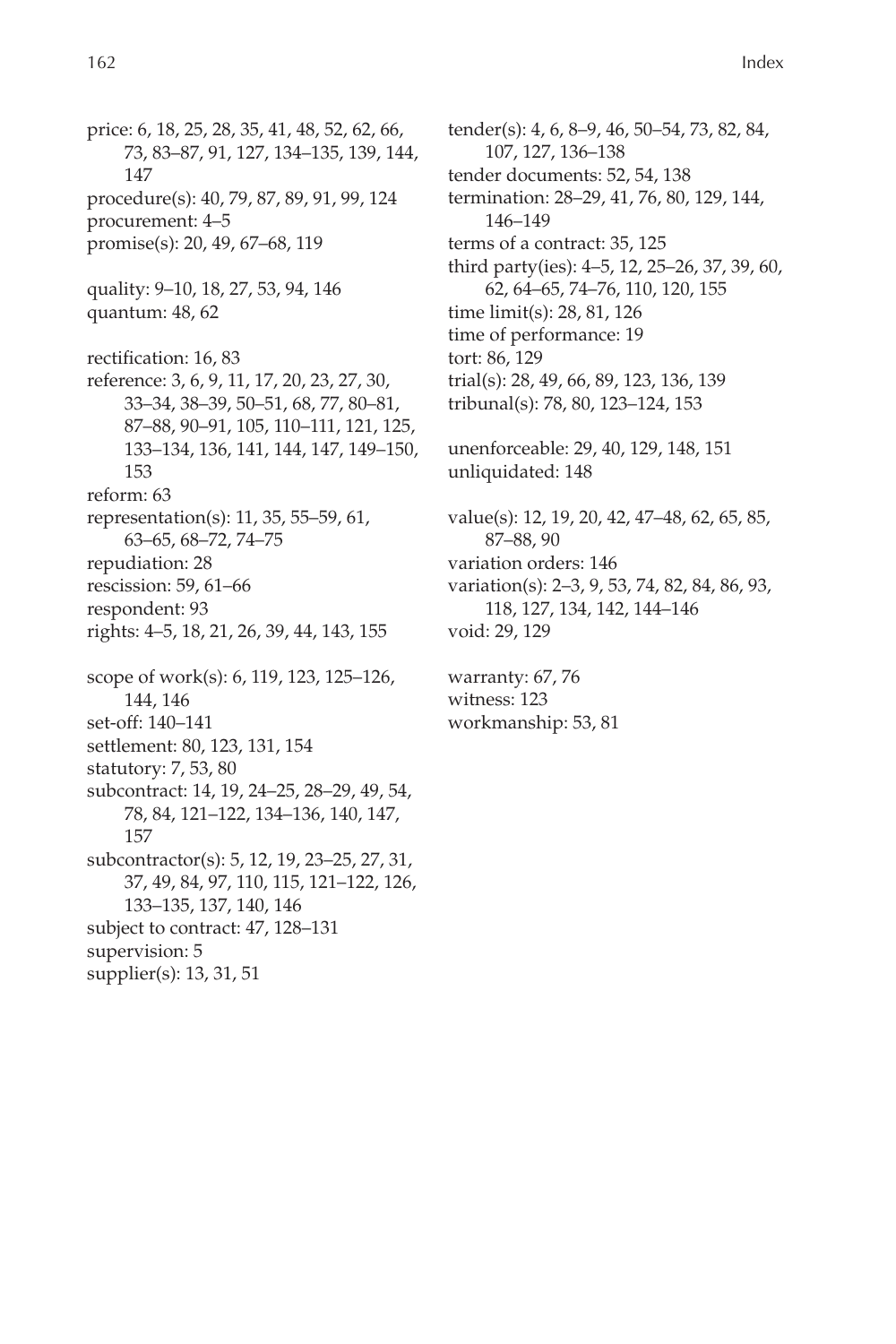price: 6, 18, 25, 28, 35, 41, 48, 52, 62, 66, 73, 83–87, 91, 127, 134–135, 139, 144, 147
procedure(s): 40, 79, 87, 89, 91, 99, 124
procurement: 4–5
promise(s): 20, 49, 67–68, 119

quality: 9–10, 18, 27, 53, 94, 146
quantum: 48, 62

rectification: 16, 83
reference: 3, 6, 9, 11, 17, 20, 23, 27, 30, 33–34, 38–39, 50–51, 68, 77, 80–81, 87–88, 90–91, 105, 110–111, 121, 125, 133–134, 136, 141, 144, 147, 149–150, 153
reform: 63
representation(s): 11, 35, 55–59, 61, 63–65, 68–72, 74–75
repudiation: 28
rescission: 59, 61–66
respondent: 93
rights: 4–5, 18, 21, 26, 39, 44, 143, 155

scope of work(s): 6, 119, 123, 125–126, 144, 146
set-off: 140–141
settlement: 80, 123, 131, 154
statutory: 7, 53, 80
subcontract: 14, 19, 24–25, 28–29, 49, 54, 78, 84, 121–122, 134–136, 140, 147, 157
subcontractor(s): 5, 12, 19, 23–25, 27, 31, 37, 49, 84, 97, 110, 115, 121–122, 126, 133–135, 137, 140, 146
subject to contract: 47, 128–131
supervision: 5
supplier(s): 13, 31, 51

tender(s): 4, 6, 8–9, 46, 50–54, 73, 82, 84, 107, 127, 136–138
tender documents: 52, 54, 138
termination: 28–29, 41, 76, 80, 129, 144, 146–149
terms of a contract: 35, 125
third party(ies): 4–5, 12, 25–26, 37, 39, 60, 62, 64–65, 74–76, 110, 120, 155
time limit(s): 28, 81, 126
time of performance: 19
tort: 86, 129
trial(s): 28, 49, 66, 89, 123, 136, 139
tribunal(s): 78, 80, 123–124, 153

unenforceable: 29, 40, 129, 148, 151
unliquidated: 148

value(s): 12, 19, 20, 42, 47–48, 62, 65, 85, 87–88, 90
variation orders: 146
variation(s): 2–3, 9, 53, 74, 82, 84, 86, 93, 118, 127, 134, 142, 144–146
void: 29, 129

warranty: 67, 76
witness: 123
workmanship: 53, 81